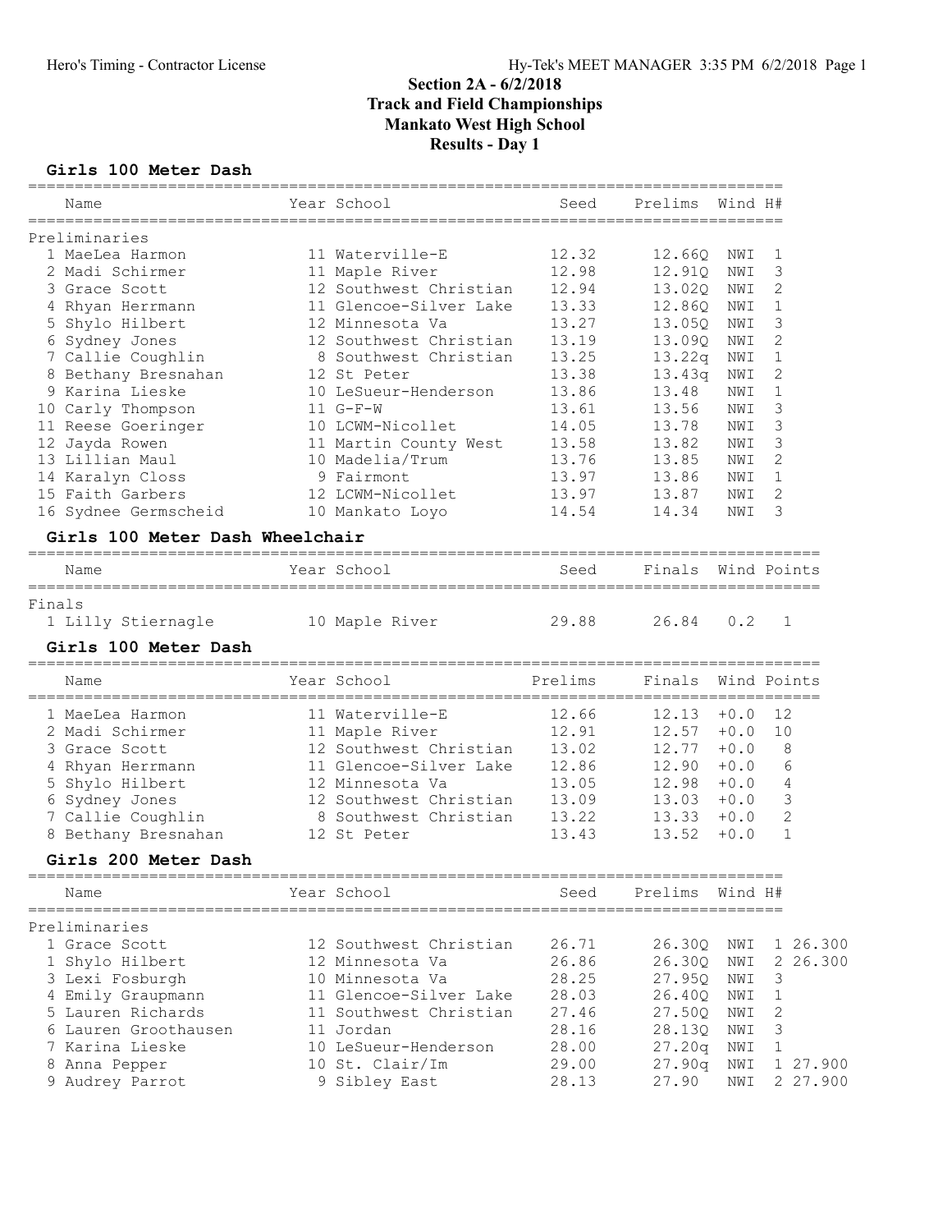# Section 2A - 6/2/2018
# Track and Field Championships
# Mankato West High School
# Results - Day 1

## Girls 100 Meter Dash

Preliminaries

| | Name | Year | School | Seed | Prelims | Wind | H# |
|---|---|---|---|---|---|---|---|
| 1 | MaeLea Harmon | 11 | Waterville-E | 12.32 | 12.66Q | NWI | 1 |
| 2 | Madi Schirmer | 11 | Maple River | 12.98 | 12.91Q | NWI | 3 |
| 3 | Grace Scott | 12 | Southwest Christian | 12.94 | 13.02Q | NWI | 2 |
| 4 | Rhyan Herrmann | 11 | Glencoe-Silver Lake | 13.33 | 12.86Q | NWI | 1 |
| 5 | Shylo Hilbert | 12 | Minnesota Va | 13.27 | 13.05Q | NWI | 3 |
| 6 | Sydney Jones | 12 | Southwest Christian | 13.19 | 13.09Q | NWI | 2 |
| 7 | Callie Coughlin | 8 | Southwest Christian | 13.25 | 13.22q | NWI | 1 |
| 8 | Bethany Bresnahan | 12 | St Peter | 13.38 | 13.43q | NWI | 2 |
| 9 | Karina Lieske | 10 | LeSueur-Henderson | 13.86 | 13.48 | NWI | 1 |
| 10 | Carly Thompson | 11 | G-F-W | 13.61 | 13.56 | NWI | 3 |
| 11 | Reese Goeringer | 10 | LCWM-Nicollet | 14.05 | 13.78 | NWI | 3 |
| 12 | Jayda Rowen | 11 | Martin County West | 13.58 | 13.82 | NWI | 3 |
| 13 | Lillian Maul | 10 | Madelia/Trum | 13.76 | 13.85 | NWI | 2 |
| 14 | Karalyn Closs | 9 | Fairmont | 13.97 | 13.86 | NWI | 1 |
| 15 | Faith Garbers | 12 | LCWM-Nicollet | 13.97 | 13.87 | NWI | 2 |
| 16 | Sydnee Germscheid | 10 | Mankato Loyo | 14.54 | 14.34 | NWI | 3 |

## Girls 100 Meter Dash Wheelchair

Finals

| | Name | Year | School | Seed | Finals | Wind | Points |
|---|---|---|---|---|---|---|---|
| 1 | Lilly Stiernagle | 10 | Maple River | 29.88 | 26.84 | 0.2 | 1 |

## Girls 100 Meter Dash

| | Name | Year | School | Prelims | Finals | Wind | Points |
|---|---|---|---|---|---|---|---|
| 1 | MaeLea Harmon | 11 | Waterville-E | 12.66 | 12.13 | +0.0 | 12 |
| 2 | Madi Schirmer | 11 | Maple River | 12.91 | 12.57 | +0.0 | 10 |
| 3 | Grace Scott | 12 | Southwest Christian | 13.02 | 12.77 | +0.0 | 8 |
| 4 | Rhyan Herrmann | 11 | Glencoe-Silver Lake | 12.86 | 12.90 | +0.0 | 6 |
| 5 | Shylo Hilbert | 12 | Minnesota Va | 13.05 | 12.98 | +0.0 | 4 |
| 6 | Sydney Jones | 12 | Southwest Christian | 13.09 | 13.03 | +0.0 | 3 |
| 7 | Callie Coughlin | 8 | Southwest Christian | 13.22 | 13.33 | +0.0 | 2 |
| 8 | Bethany Bresnahan | 12 | St Peter | 13.43 | 13.52 | +0.0 | 1 |

## Girls 200 Meter Dash

Preliminaries

| | Name | Year | School | Seed | Prelims | Wind | H# | |
|---|---|---|---|---|---|---|---|---|
| 1 | Grace Scott | 12 | Southwest Christian | 26.71 | 26.30Q | NWI | 1 | 26.300 |
| 1 | Shylo Hilbert | 12 | Minnesota Va | 26.86 | 26.30Q | NWI | 2 | 26.300 |
| 3 | Lexi Fosburgh | 10 | Minnesota Va | 28.25 | 27.95Q | NWI | 3 | |
| 4 | Emily Graupmann | 11 | Glencoe-Silver Lake | 28.03 | 26.40Q | NWI | 1 | |
| 5 | Lauren Richards | 11 | Southwest Christian | 27.46 | 27.50Q | NWI | 2 | |
| 6 | Lauren Groothausen | 11 | Jordan | 28.16 | 28.13Q | NWI | 3 | |
| 7 | Karina Lieske | 10 | LeSueur-Henderson | 28.00 | 27.20q | NWI | 1 | |
| 8 | Anna Pepper | 10 | St. Clair/Im | 29.00 | 27.90q | NWI | 1 | 27.900 |
| 9 | Audrey Parrot | 9 | Sibley East | 28.13 | 27.90 | NWI | 2 | 27.900 |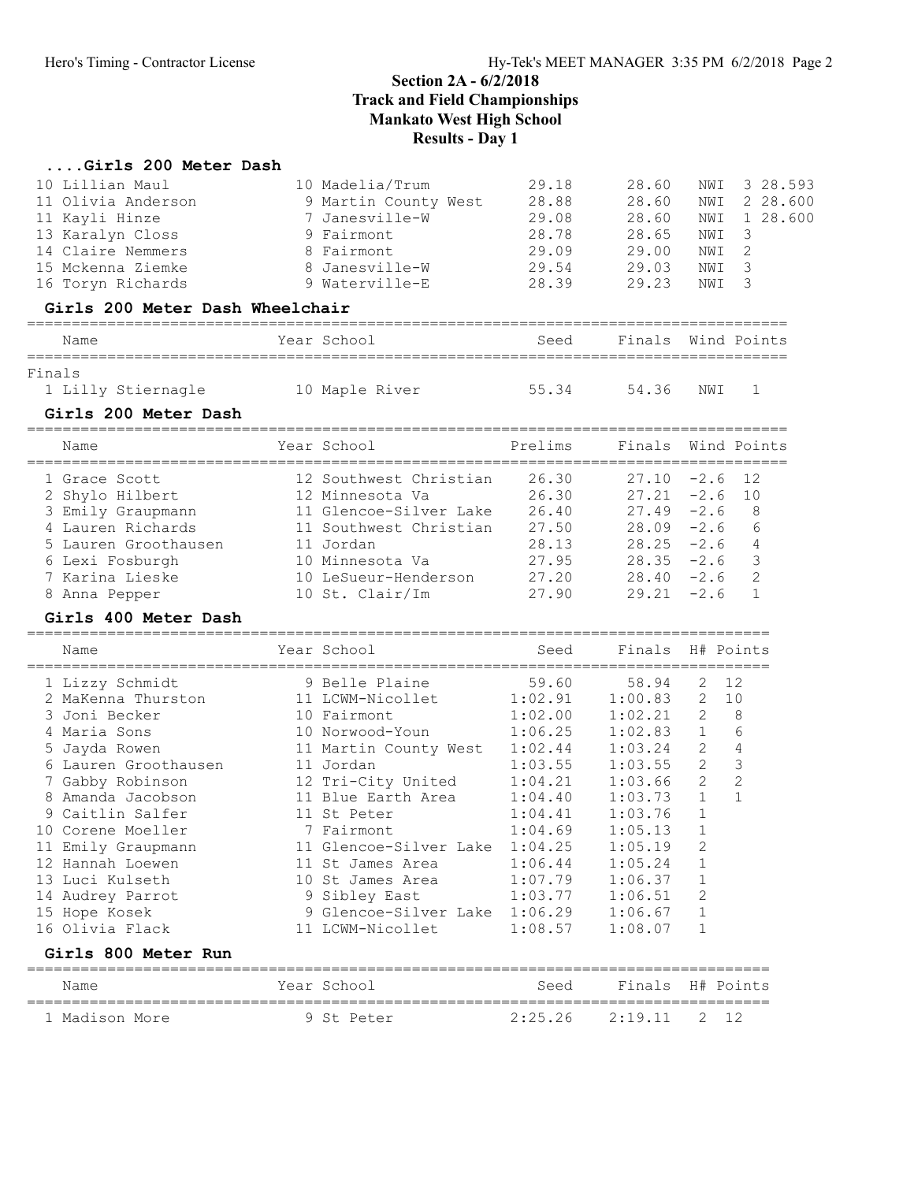# Section 2A - 6/2/2018
## Track and Field Championships
## Mankato West High School
## Results - Day 1

### ....Girls 200 Meter Dash

| Name | Year | School | Seed | Finals | Wind | H# | Points |
|---|---|---|---|---|---|---|---|
| 10 Lillian Maul | 10 | Madelia/Trum | 29.18 | 28.60 | NWI | 3 | 28.593 |
| 11 Olivia Anderson | 9 | Martin County West | 28.88 | 28.60 | NWI | 2 | 28.600 |
| 11 Kayli Hinze | 7 | Janesville-W | 29.08 | 28.60 | NWI | 1 | 28.600 |
| 13 Karalyn Closs | 9 | Fairmont | 28.78 | 28.65 | NWI | 3 | |
| 14 Claire Nemmers | 8 | Fairmont | 29.09 | 29.00 | NWI | 2 | |
| 15 Mckenna Ziemke | 8 | Janesville-W | 29.54 | 29.03 | NWI | 3 | |
| 16 Toryn Richards | 9 | Waterville-E | 28.39 | 29.23 | NWI | 3 | |

### Girls 200 Meter Dash Wheelchair

Finals

| Name | Year | School | Seed | Finals | Wind | Points |
|---|---|---|---|---|---|---|
| 1 Lilly Stiernagle | 10 | Maple River | 55.34 | 54.36 | NWI | 1 |

### Girls 200 Meter Dash

| Name | Year | School | Prelims | Finals | Wind | Points |
|---|---|---|---|---|---|---|
| 1 Grace Scott | 12 | Southwest Christian | 26.30 | 27.10 | -2.6 | 12 |
| 2 Shylo Hilbert | 12 | Minnesota Va | 26.30 | 27.21 | -2.6 | 10 |
| 3 Emily Graupmann | 11 | Glencoe-Silver Lake | 26.40 | 27.49 | -2.6 | 8 |
| 4 Lauren Richards | 11 | Southwest Christian | 27.50 | 28.09 | -2.6 | 6 |
| 5 Lauren Groothausen | 11 | Jordan | 28.13 | 28.25 | -2.6 | 4 |
| 6 Lexi Fosburgh | 10 | Minnesota Va | 27.95 | 28.35 | -2.6 | 3 |
| 7 Karina Lieske | 10 | LeSueur-Henderson | 27.20 | 28.40 | -2.6 | 2 |
| 8 Anna Pepper | 10 | St. Clair/Im | 27.90 | 29.21 | -2.6 | 1 |

### Girls 400 Meter Dash

| Name | Year | School | Seed | Finals | H# | Points |
|---|---|---|---|---|---|---|
| 1 Lizzy Schmidt | 9 | Belle Plaine | 59.60 | 58.94 | 2 | 12 |
| 2 MaKenna Thurston | 11 | LCWM-Nicollet | 1:02.91 | 1:00.83 | 2 | 10 |
| 3 Joni Becker | 10 | Fairmont | 1:02.00 | 1:02.21 | 2 | 8 |
| 4 Maria Sons | 10 | Norwood-Youn | 1:06.25 | 1:02.83 | 1 | 6 |
| 5 Jayda Rowen | 11 | Martin County West | 1:02.44 | 1:03.24 | 2 | 4 |
| 6 Lauren Groothausen | 11 | Jordan | 1:03.55 | 1:03.55 | 2 | 3 |
| 7 Gabby Robinson | 12 | Tri-City United | 1:04.21 | 1:03.66 | 2 | 2 |
| 8 Amanda Jacobson | 11 | Blue Earth Area | 1:04.40 | 1:03.73 | 1 | 1 |
| 9 Caitlin Salfer | 11 | St Peter | 1:04.41 | 1:03.76 | 1 | |
| 10 Corene Moeller | 7 | Fairmont | 1:04.69 | 1:05.13 | 1 | |
| 11 Emily Graupmann | 11 | Glencoe-Silver Lake | 1:04.25 | 1:05.19 | 2 | |
| 12 Hannah Loewen | 11 | St James Area | 1:06.44 | 1:05.24 | 1 | |
| 13 Luci Kulseth | 10 | St James Area | 1:07.79 | 1:06.37 | 1 | |
| 14 Audrey Parrot | 9 | Sibley East | 1:03.77 | 1:06.51 | 2 | |
| 15 Hope Kosek | 9 | Glencoe-Silver Lake | 1:06.29 | 1:06.67 | 1 | |
| 16 Olivia Flack | 11 | LCWM-Nicollet | 1:08.57 | 1:08.07 | 1 | |

### Girls 800 Meter Run

| Name | Year | School | Seed | Finals | H# | Points |
|---|---|---|---|---|---|---|
| 1 Madison More | 9 | St Peter | 2:25.26 | 2:19.11 | 2 | 12 |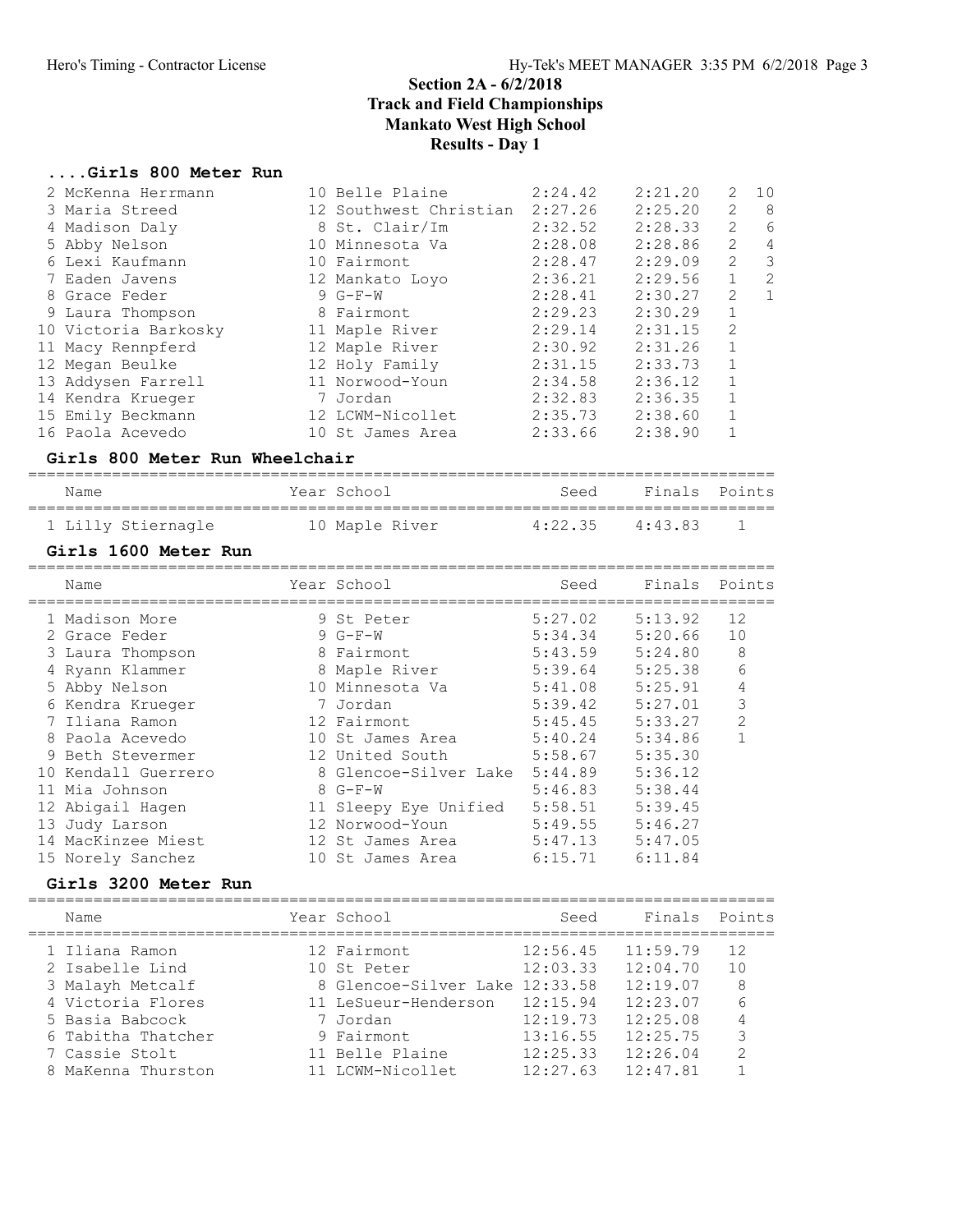## Section 2A - 6/2/2018
## Track and Field Championships
## Mankato West High School
## Results - Day 1

### ....Girls 800 Meter Run

| Place | Name | Year | School | Seed | Finals | H# | Points |
|---|---|---|---|---|---|---|---|
| 2 | McKenna Herrmann | 10 | Belle Plaine | 2:24.42 | 2:21.20 | 2 | 10 |
| 3 | Maria Streed | 12 | Southwest Christian | 2:27.26 | 2:25.20 | 2 | 8 |
| 4 | Madison Daly | 8 | St. Clair/Im | 2:32.52 | 2:28.33 | 2 | 6 |
| 5 | Abby Nelson | 10 | Minnesota Va | 2:28.08 | 2:28.86 | 2 | 4 |
| 6 | Lexi Kaufmann | 10 | Fairmont | 2:28.47 | 2:29.09 | 2 | 3 |
| 7 | Eaden Javens | 12 | Mankato Loyo | 2:36.21 | 2:29.56 | 1 | 2 |
| 8 | Grace Feder | 9 | G-F-W | 2:28.41 | 2:30.27 | 2 | 1 |
| 9 | Laura Thompson | 8 | Fairmont | 2:29.23 | 2:30.29 | 1 | |
| 10 | Victoria Barkosky | 11 | Maple River | 2:29.14 | 2:31.15 | 2 | |
| 11 | Macy Rennpferd | 12 | Maple River | 2:30.92 | 2:31.26 | 1 | |
| 12 | Megan Beulke | 12 | Holy Family | 2:31.15 | 2:33.73 | 1 | |
| 13 | Addysen Farrell | 11 | Norwood-Youn | 2:34.58 | 2:36.12 | 1 | |
| 14 | Kendra Krueger | 7 | Jordan | 2:32.83 | 2:36.35 | 1 | |
| 15 | Emily Beckmann | 12 | LCWM-Nicollet | 2:35.73 | 2:38.60 | 1 | |
| 16 | Paola Acevedo | 10 | St James Area | 2:33.66 | 2:38.90 | 1 | |

### Girls 800 Meter Run Wheelchair

| Place | Name | Year | School | Seed | Finals | Points |
|---|---|---|---|---|---|---|
| 1 | Lilly Stiernagle | 10 | Maple River | 4:22.35 | 4:43.83 | 1 |

### Girls 1600 Meter Run

| Place | Name | Year | School | Seed | Finals | Points |
|---|---|---|---|---|---|---|
| 1 | Madison More | 9 | St Peter | 5:27.02 | 5:13.92 | 12 |
| 2 | Grace Feder | 9 | G-F-W | 5:34.34 | 5:20.66 | 10 |
| 3 | Laura Thompson | 8 | Fairmont | 5:43.59 | 5:24.80 | 8 |
| 4 | Ryann Klammer | 8 | Maple River | 5:39.64 | 5:25.38 | 6 |
| 5 | Abby Nelson | 10 | Minnesota Va | 5:41.08 | 5:25.91 | 4 |
| 6 | Kendra Krueger | 7 | Jordan | 5:39.42 | 5:27.01 | 3 |
| 7 | Iliana Ramon | 12 | Fairmont | 5:45.45 | 5:33.27 | 2 |
| 8 | Paola Acevedo | 10 | St James Area | 5:40.24 | 5:34.86 | 1 |
| 9 | Beth Stevermer | 12 | United South | 5:58.67 | 5:35.30 | |
| 10 | Kendall Guerrero | 8 | Glencoe-Silver Lake | 5:44.89 | 5:36.12 | |
| 11 | Mia Johnson | 8 | G-F-W | 5:46.83 | 5:38.44 | |
| 12 | Abigail Hagen | 11 | Sleepy Eye Unified | 5:58.51 | 5:39.45 | |
| 13 | Judy Larson | 12 | Norwood-Youn | 5:49.55 | 5:46.27 | |
| 14 | MacKinzee Miest | 12 | St James Area | 5:47.13 | 5:47.05 | |
| 15 | Norely Sanchez | 10 | St James Area | 6:15.71 | 6:11.84 | |

### Girls 3200 Meter Run

| Place | Name | Year | School | Seed | Finals | Points |
|---|---|---|---|---|---|---|
| 1 | Iliana Ramon | 12 | Fairmont | 12:56.45 | 11:59.79 | 12 |
| 2 | Isabelle Lind | 10 | St Peter | 12:03.33 | 12:04.70 | 10 |
| 3 | Malayh Metcalf | 8 | Glencoe-Silver Lake | 12:33.58 | 12:19.07 | 8 |
| 4 | Victoria Flores | 11 | LeSueur-Henderson | 12:15.94 | 12:23.07 | 6 |
| 5 | Basia Babcock | 7 | Jordan | 12:19.73 | 12:25.08 | 4 |
| 6 | Tabitha Thatcher | 9 | Fairmont | 13:16.55 | 12:25.75 | 3 |
| 7 | Cassie Stolt | 11 | Belle Plaine | 12:25.33 | 12:26.04 | 2 |
| 8 | MaKenna Thurston | 11 | LCWM-Nicollet | 12:27.63 | 12:47.81 | 1 |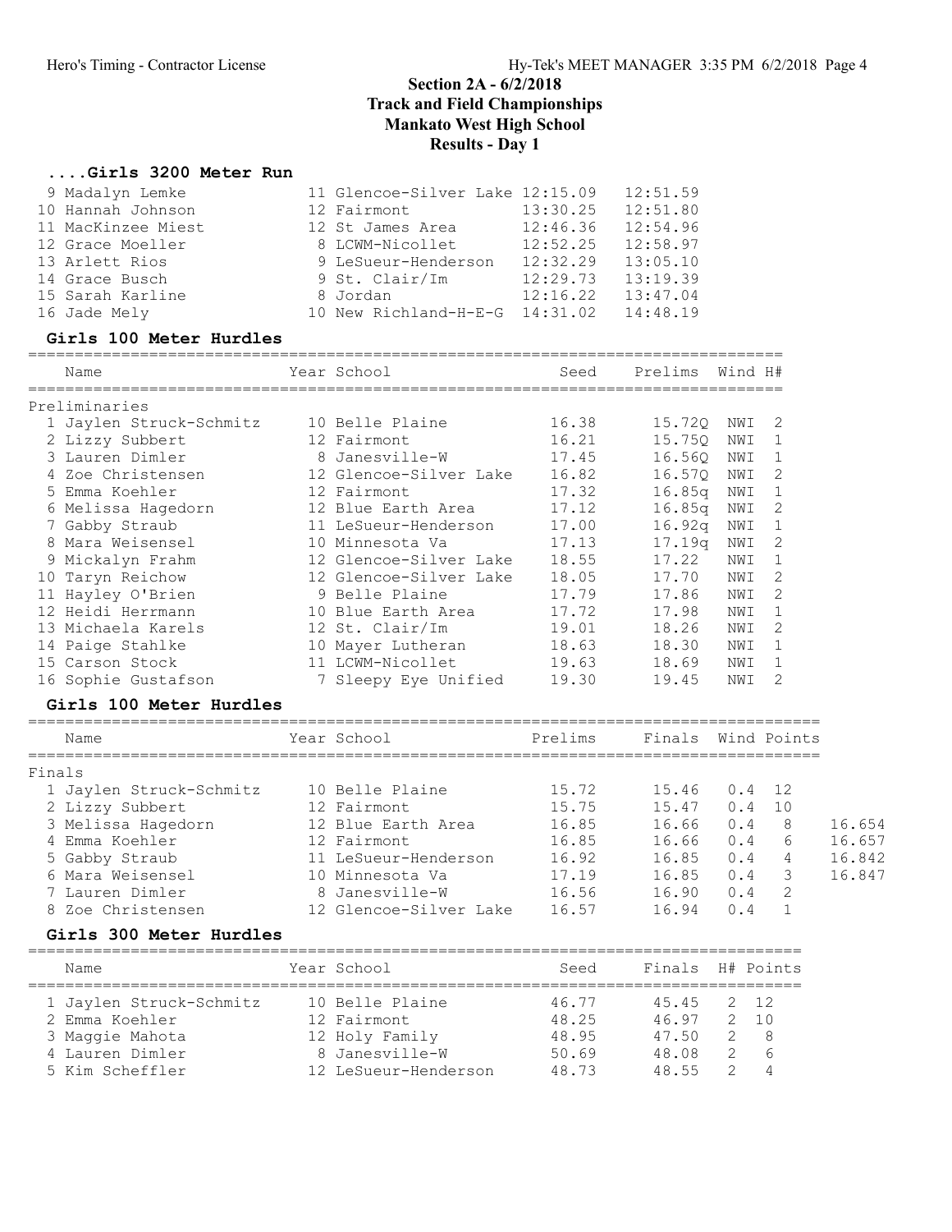## Section 2A - 6/2/2018
## Track and Field Championships
## Mankato West High School
## Results - Day 1

### ....Girls 3200 Meter Run

| Place | Name | Year | School | Seed | Finals |
|---|---|---|---|---|---|
| 9 | Madalyn Lemke | 11 | Glencoe-Silver Lake | 12:15.09 | 12:51.59 |
| 10 | Hannah Johnson | 12 | Fairmont | 13:30.25 | 12:51.80 |
| 11 | MacKinzee Miest | 12 | St James Area | 12:46.36 | 12:54.96 |
| 12 | Grace Moeller | 8 | LCWM-Nicollet | 12:52.25 | 12:58.97 |
| 13 | Arlett Rios | 9 | LeSueur-Henderson | 12:32.29 | 13:05.10 |
| 14 | Grace Busch | 9 | St. Clair/Im | 12:29.73 | 13:19.39 |
| 15 | Sarah Karline | 8 | Jordan | 12:16.22 | 13:47.04 |
| 16 | Jade Mely | 10 | New Richland-H-E-G | 14:31.02 | 14:48.19 |

### Girls 100 Meter Hurdles

Preliminaries

| Place | Name | Year | School | Seed | Prelims | Wind | H# |
|---|---|---|---|---|---|---|---|
| 1 | Jaylen Struck-Schmitz | 10 | Belle Plaine | 16.38 | 15.72Q | NWI | 2 |
| 2 | Lizzy Subbert | 12 | Fairmont | 16.21 | 15.75Q | NWI | 1 |
| 3 | Lauren Dimler | 8 | Janesville-W | 17.45 | 16.56Q | NWI | 1 |
| 4 | Zoe Christensen | 12 | Glencoe-Silver Lake | 16.82 | 16.57Q | NWI | 2 |
| 5 | Emma Koehler | 12 | Fairmont | 17.32 | 16.85q | NWI | 1 |
| 6 | Melissa Hagedorn | 12 | Blue Earth Area | 17.12 | 16.85q | NWI | 2 |
| 7 | Gabby Straub | 11 | LeSueur-Henderson | 17.00 | 16.92q | NWI | 1 |
| 8 | Mara Weisensel | 10 | Minnesota Va | 17.13 | 17.19q | NWI | 2 |
| 9 | Mickalyn Frahm | 12 | Glencoe-Silver Lake | 18.55 | 17.22 | NWI | 1 |
| 10 | Taryn Reichow | 12 | Glencoe-Silver Lake | 18.05 | 17.70 | NWI | 2 |
| 11 | Hayley O'Brien | 9 | Belle Plaine | 17.79 | 17.86 | NWI | 2 |
| 12 | Heidi Herrmann | 10 | Blue Earth Area | 17.72 | 17.98 | NWI | 1 |
| 13 | Michaela Karels | 12 | St. Clair/Im | 19.01 | 18.26 | NWI | 2 |
| 14 | Paige Stahlke | 10 | Mayer Lutheran | 18.63 | 18.30 | NWI | 1 |
| 15 | Carson Stock | 11 | LCWM-Nicollet | 19.63 | 18.69 | NWI | 1 |
| 16 | Sophie Gustafson | 7 | Sleepy Eye Unified | 19.30 | 19.45 | NWI | 2 |

### Girls 100 Meter Hurdles

Finals

| Place | Name | Year | School | Prelims | Finals | Wind | Points | |
|---|---|---|---|---|---|---|---|---|
| 1 | Jaylen Struck-Schmitz | 10 | Belle Plaine | 15.72 | 15.46 | 0.4 | 12 | |
| 2 | Lizzy Subbert | 12 | Fairmont | 15.75 | 15.47 | 0.4 | 10 | |
| 3 | Melissa Hagedorn | 12 | Blue Earth Area | 16.85 | 16.66 | 0.4 | 8 | 16.654 |
| 4 | Emma Koehler | 12 | Fairmont | 16.85 | 16.66 | 0.4 | 6 | 16.657 |
| 5 | Gabby Straub | 11 | LeSueur-Henderson | 16.92 | 16.85 | 0.4 | 4 | 16.842 |
| 6 | Mara Weisensel | 10 | Minnesota Va | 17.19 | 16.85 | 0.4 | 3 | 16.847 |
| 7 | Lauren Dimler | 8 | Janesville-W | 16.56 | 16.90 | 0.4 | 2 | |
| 8 | Zoe Christensen | 12 | Glencoe-Silver Lake | 16.57 | 16.94 | 0.4 | 1 | |

### Girls 300 Meter Hurdles

| Place | Name | Year | School | Seed | Finals | H# | Points |
|---|---|---|---|---|---|---|---|
| 1 | Jaylen Struck-Schmitz | 10 | Belle Plaine | 46.77 | 45.45 | 2 | 12 |
| 2 | Emma Koehler | 12 | Fairmont | 48.25 | 46.97 | 2 | 10 |
| 3 | Maggie Mahota | 12 | Holy Family | 48.95 | 47.50 | 2 | 8 |
| 4 | Lauren Dimler | 8 | Janesville-W | 50.69 | 48.08 | 2 | 6 |
| 5 | Kim Scheffler | 12 | LeSueur-Henderson | 48.73 | 48.55 | 2 | 4 |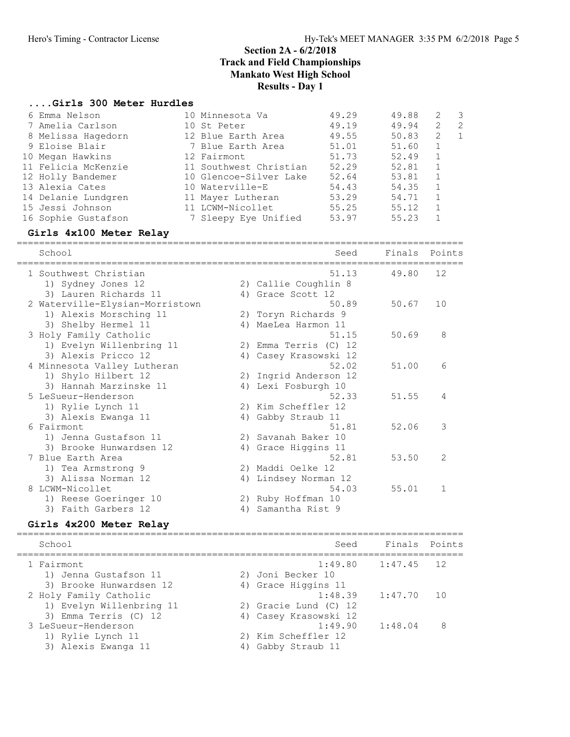## Section 2A - 6/2/2018
## Track and Field Championships
## Mankato West High School
## Results - Day 1

### ....Girls 300 Meter Hurdles

| Place | Name | Year | School | Seed | Finals | H# | Points |
|---|---|---|---|---|---|---|---|
| 6 | Emma Nelson | 10 | Minnesota Va | 49.29 | 49.88 | 2 | 3 |
| 7 | Amelia Carlson | 10 | St Peter | 49.19 | 49.94 | 2 | 2 |
| 8 | Melissa Hagedorn | 12 | Blue Earth Area | 49.55 | 50.83 | 2 | 1 |
| 9 | Eloise Blair | 7 | Blue Earth Area | 51.01 | 51.60 | 1 | |
| 10 | Megan Hawkins | 12 | Fairmont | 51.73 | 52.49 | 1 | |
| 11 | Felicia McKenzie | 11 | Southwest Christian | 52.29 | 52.81 | 1 | |
| 12 | Holly Bandemer | 10 | Glencoe-Silver Lake | 52.64 | 53.81 | 1 | |
| 13 | Alexia Cates | 10 | Waterville-E | 54.43 | 54.35 | 1 | |
| 14 | Delanie Lundgren | 11 | Mayer Lutheran | 53.29 | 54.71 | 1 | |
| 15 | Jessi Johnson | 11 | LCWM-Nicollet | 55.25 | 55.12 | 1 | |
| 16 | Sophie Gustafson | 7 | Sleepy Eye Unified | 53.97 | 55.23 | 1 | |

### Girls 4x100 Meter Relay

| Place | School | Seed | Finals | Points |
|---|---|---|---|---|
| 1 | Southwest Christian | 51.13 | 49.80 | 12 |
| | 1) Sydney Jones 12; 2) Callie Coughlin 8; 3) Lauren Richards 11; 4) Grace Scott 12 | | | |
| 2 | Waterville-Elysian-Morristown | 50.89 | 50.67 | 10 |
| | 1) Alexis Morsching 11; 2) Toryn Richards 9; 3) Shelby Hermel 11; 4) MaeLea Harmon 11 | | | |
| 3 | Holy Family Catholic | 51.15 | 50.69 | 8 |
| | 1) Evelyn Willenbring 11; 2) Emma Terris (C) 12; 3) Alexis Pricco 12; 4) Casey Krasowski 12 | | | |
| 4 | Minnesota Valley Lutheran | 52.02 | 51.00 | 6 |
| | 1) Shylo Hilbert 12; 2) Ingrid Anderson 12; 3) Hannah Marzinske 11; 4) Lexi Fosburgh 10 | | | |
| 5 | LeSueur-Henderson | 52.33 | 51.55 | 4 |
| | 1) Rylie Lynch 11; 2) Kim Scheffler 12; 3) Alexis Ewanga 11; 4) Gabby Straub 11 | | | |
| 6 | Fairmont | 51.81 | 52.06 | 3 |
| | 1) Jenna Gustafson 11; 2) Savanah Baker 10; 3) Brooke Hunwardsen 12; 4) Grace Higgins 11 | | | |
| 7 | Blue Earth Area | 52.81 | 53.50 | 2 |
| | 1) Tea Armstrong 9; 2) Maddi Oelke 12; 3) Alissa Norman 12; 4) Lindsey Norman 12 | | | |
| 8 | LCWM-Nicollet | 54.03 | 55.01 | 1 |
| | 1) Reese Goeringer 10; 2) Ruby Hoffman 10; 3) Faith Garbers 12; 4) Samantha Rist 9 | | | |

### Girls 4x200 Meter Relay

| Place | School | Seed | Finals | Points |
|---|---|---|---|---|
| 1 | Fairmont | 1:49.80 | 1:47.45 | 12 |
| | 1) Jenna Gustafson 11; 2) Joni Becker 10; 3) Brooke Hunwardsen 12; 4) Grace Higgins 11 | | | |
| 2 | Holy Family Catholic | 1:48.39 | 1:47.70 | 10 |
| | 1) Evelyn Willenbring 11; 2) Gracie Lund (C) 12; 3) Emma Terris (C) 12; 4) Casey Krasowski 12 | | | |
| 3 | LeSueur-Henderson | 1:49.90 | 1:48.04 | 8 |
| | 1) Rylie Lynch 11; 2) Kim Scheffler 12; 3) Alexis Ewanga 11; 4) Gabby Straub 11 | | | |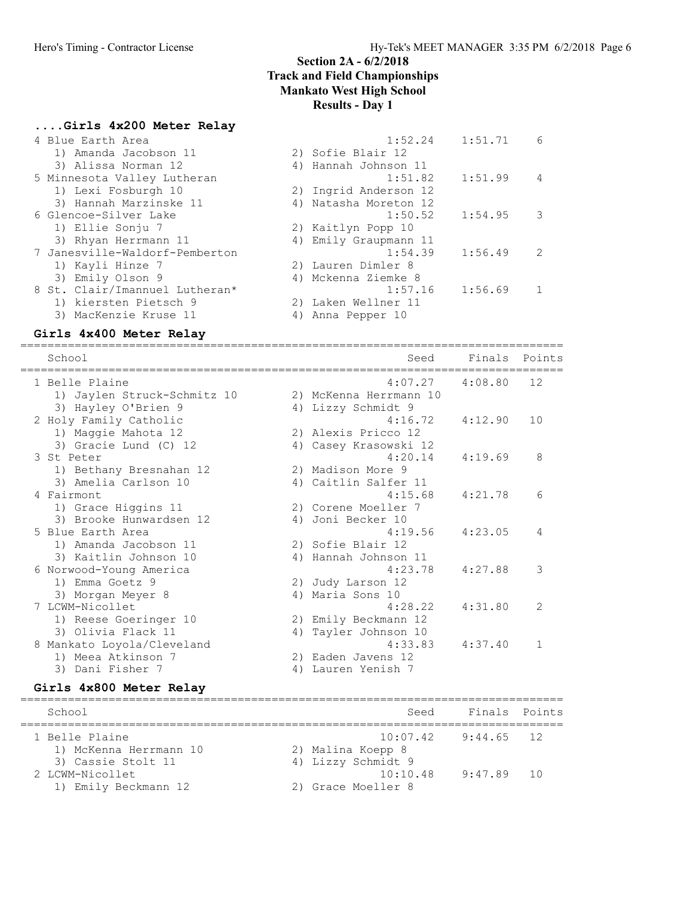## Section 2A - 6/2/2018
## Track and Field Championships
## Mankato West High School
## Results - Day 1

### ....Girls 4x200 Meter Relay

| School | Seed | Finals | Points |
|---|---|---|---|
| 4 Blue Earth Area | 1:52.24 | 1:51.71 | 6 |
| 1) Amanda Jacobson 11; 2) Sofie Blair 12; 3) Alissa Norman 12; 4) Hannah Johnson 11 | | | |
| 5 Minnesota Valley Lutheran | 1:51.82 | 1:51.99 | 4 |
| 1) Lexi Fosburgh 10; 2) Ingrid Anderson 12; 3) Hannah Marzinske 11; 4) Natasha Moreton 12 | | | |
| 6 Glencoe-Silver Lake | 1:50.52 | 1:54.95 | 3 |
| 1) Ellie Sonju 7; 2) Kaitlyn Popp 10; 3) Rhyan Herrmann 11; 4) Emily Graupmann 11 | | | |
| 7 Janesville-Waldorf-Pemberton | 1:54.39 | 1:56.49 | 2 |
| 1) Kayli Hinze 7; 2) Lauren Dimler 8; 3) Emily Olson 9; 4) Mckenna Ziemke 8 | | | |
| 8 St. Clair/Imannuel Lutheran* | 1:57.16 | 1:56.69 | 1 |
| 1) kiersten Pietsch 9; 2) Laken Wellner 11; 3) MacKenzie Kruse 11; 4) Anna Pepper 10 | | | |

### Girls 4x400 Meter Relay

| School | Seed | Finals | Points |
|---|---|---|---|
| 1 Belle Plaine | 4:07.27 | 4:08.80 | 12 |
| 1) Jaylen Struck-Schmitz 10; 2) McKenna Herrmann 10; 3) Hayley O'Brien 9; 4) Lizzy Schmidt 9 | | | |
| 2 Holy Family Catholic | 4:16.72 | 4:12.90 | 10 |
| 1) Maggie Mahota 12; 2) Alexis Pricco 12; 3) Gracie Lund (C) 12; 4) Casey Krasowski 12 | | | |
| 3 St Peter | 4:20.14 | 4:19.69 | 8 |
| 1) Bethany Bresnahan 12; 2) Madison More 9; 3) Amelia Carlson 10; 4) Caitlin Salfer 11 | | | |
| 4 Fairmont | 4:15.68 | 4:21.78 | 6 |
| 1) Grace Higgins 11; 2) Corene Moeller 7; 3) Brooke Hunwardsen 12; 4) Joni Becker 10 | | | |
| 5 Blue Earth Area | 4:19.56 | 4:23.05 | 4 |
| 1) Amanda Jacobson 11; 2) Sofie Blair 12; 3) Kaitlin Johnson 10; 4) Hannah Johnson 11 | | | |
| 6 Norwood-Young America | 4:23.78 | 4:27.88 | 3 |
| 1) Emma Goetz 9; 2) Judy Larson 12; 3) Morgan Meyer 8; 4) Maria Sons 10 | | | |
| 7 LCWM-Nicollet | 4:28.22 | 4:31.80 | 2 |
| 1) Reese Goeringer 10; 2) Emily Beckmann 12; 3) Olivia Flack 11; 4) Tayler Johnson 10 | | | |
| 8 Mankato Loyola/Cleveland | 4:33.83 | 4:37.40 | 1 |
| 1) Meea Atkinson 7; 2) Eaden Javens 12; 3) Dani Fisher 7; 4) Lauren Yenish 7 | | | |

### Girls 4x800 Meter Relay

| School | Seed | Finals | Points |
|---|---|---|---|
| 1 Belle Plaine | 10:07.42 | 9:44.65 | 12 |
| 1) McKenna Herrmann 10; 2) Malina Koepp 8; 3) Cassie Stolt 11; 4) Lizzy Schmidt 9 | | | |
| 2 LCWM-Nicollet | 10:10.48 | 9:47.89 | 10 |
| 1) Emily Beckmann 12; 2) Grace Moeller 8 | | | |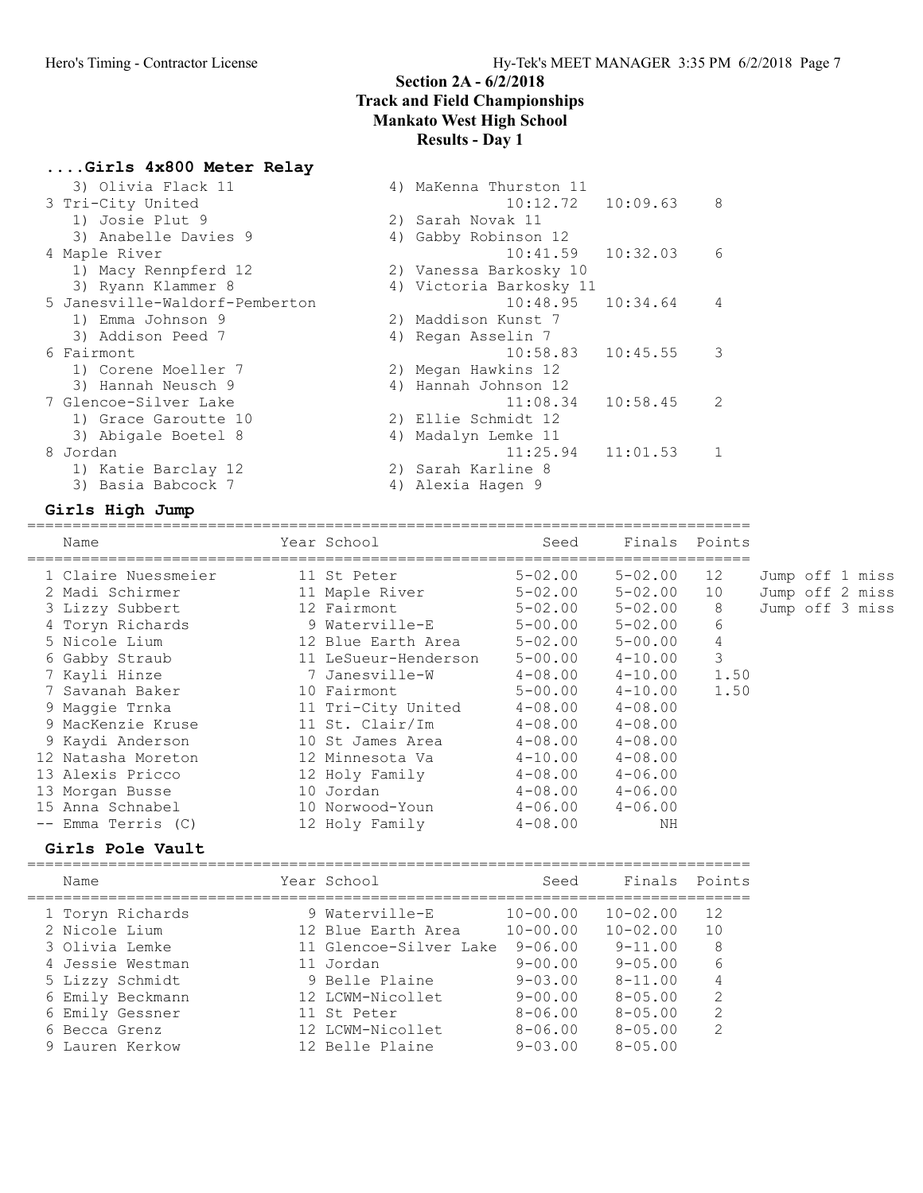## Section 2A - 6/2/2018
## Track and Field Championships
## Mankato West High School
## Results - Day 1

### ....Girls 4x800 Meter Relay

| Place | Team | Seed | Finals | Points |
|---|---|---|---|---|
| | 3) Olivia Flack 11; 4) MaKenna Thurston 11 | | | |
| 3 | Tri-City United | 10:12.72 | 10:09.63 | 8 |
| | 1) Josie Plut 9; 2) Sarah Novak 11; 3) Anabelle Davies 9; 4) Gabby Robinson 12 | | | |
| 4 | Maple River | 10:41.59 | 10:32.03 | 6 |
| | 1) Macy Rennpferd 12; 2) Vanessa Barkosky 10; 3) Ryann Klammer 8; 4) Victoria Barkosky 11 | | | |
| 5 | Janesville-Waldorf-Pemberton | 10:48.95 | 10:34.64 | 4 |
| | 1) Emma Johnson 9; 2) Maddison Kunst 7; 3) Addison Peed 7; 4) Regan Asselin 7 | | | |
| 6 | Fairmont | 10:58.83 | 10:45.55 | 3 |
| | 1) Corene Moeller 7; 2) Megan Hawkins 12; 3) Hannah Neusch 9; 4) Hannah Johnson 12 | | | |
| 7 | Glencoe-Silver Lake | 11:08.34 | 10:58.45 | 2 |
| | 1) Grace Garoutte 10; 2) Ellie Schmidt 12; 3) Abigale Boetel 8; 4) Madalyn Lemke 11 | | | |
| 8 | Jordan | 11:25.94 | 11:01.53 | 1 |
| | 1) Katie Barclay 12; 2) Sarah Karline 8; 3) Basia Babcock 7; 4) Alexia Hagen 9 | | | |

### Girls High Jump

| Place | Name | Year | School | Seed | Finals | Points | |
|---|---|---|---|---|---|---|---|
| 1 | Claire Nuessmeier | 11 | St Peter | 5-02.00 | 5-02.00 | 12 | Jump off 1 miss |
| 2 | Madi Schirmer | 11 | Maple River | 5-02.00 | 5-02.00 | 10 | Jump off 2 miss |
| 3 | Lizzy Subbert | 12 | Fairmont | 5-02.00 | 5-02.00 | 8 | Jump off 3 miss |
| 4 | Toryn Richards | 9 | Waterville-E | 5-00.00 | 5-02.00 | 6 | |
| 5 | Nicole Lium | 12 | Blue Earth Area | 5-02.00 | 5-00.00 | 4 | |
| 6 | Gabby Straub | 11 | LeSueur-Henderson | 5-00.00 | 4-10.00 | 3 | |
| 7 | Kayli Hinze | 7 | Janesville-W | 4-08.00 | 4-10.00 | 1.50 | |
| 7 | Savanah Baker | 10 | Fairmont | 5-00.00 | 4-10.00 | 1.50 | |
| 9 | Maggie Trnka | 11 | Tri-City United | 4-08.00 | 4-08.00 | | |
| 9 | MacKenzie Kruse | 11 | St. Clair/Im | 4-08.00 | 4-08.00 | | |
| 9 | Kaydi Anderson | 10 | St James Area | 4-08.00 | 4-08.00 | | |
| 12 | Natasha Moreton | 12 | Minnesota Va | 4-10.00 | 4-08.00 | | |
| 13 | Alexis Pricco | 12 | Holy Family | 4-08.00 | 4-06.00 | | |
| 13 | Morgan Busse | 10 | Jordan | 4-08.00 | 4-06.00 | | |
| 15 | Anna Schnabel | 10 | Norwood-Youn | 4-06.00 | 4-06.00 | | |
| -- | Emma Terris (C) | 12 | Holy Family | 4-08.00 | NH | | |

### Girls Pole Vault

| Place | Name | Year | School | Seed | Finals | Points |
|---|---|---|---|---|---|---|
| 1 | Toryn Richards | 9 | Waterville-E | 10-00.00 | 10-02.00 | 12 |
| 2 | Nicole Lium | 12 | Blue Earth Area | 10-00.00 | 10-02.00 | 10 |
| 3 | Olivia Lemke | 11 | Glencoe-Silver Lake | 9-06.00 | 9-11.00 | 8 |
| 4 | Jessie Westman | 11 | Jordan | 9-00.00 | 9-05.00 | 6 |
| 5 | Lizzy Schmidt | 9 | Belle Plaine | 9-03.00 | 8-11.00 | 4 |
| 6 | Emily Beckmann | 12 | LCWM-Nicollet | 9-00.00 | 8-05.00 | 2 |
| 6 | Emily Gessner | 11 | St Peter | 8-06.00 | 8-05.00 | 2 |
| 6 | Becca Grenz | 12 | LCWM-Nicollet | 8-06.00 | 8-05.00 | 2 |
| 9 | Lauren Kerkow | 12 | Belle Plaine | 9-03.00 | 8-05.00 | |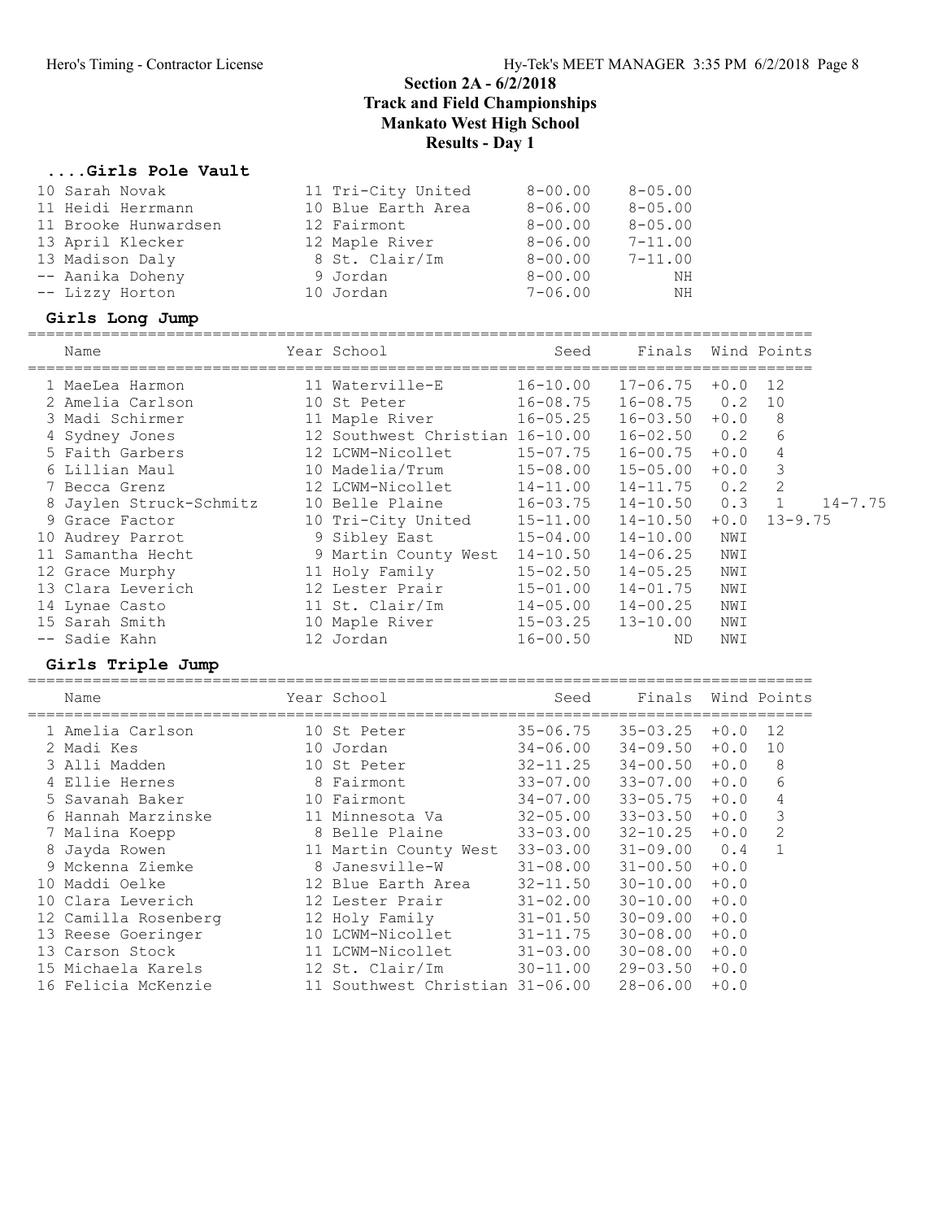# Section 2A - 6/2/2018
# Track and Field Championships
# Mankato West High School
# Results - Day 1

## ....Girls Pole Vault

| Place | Name | Year | School | Seed | Finals |
|---|---|---|---|---|---|
| 10 | Sarah Novak | 11 | Tri-City United | 8-00.00 | 8-05.00 |
| 11 | Heidi Herrmann | 10 | Blue Earth Area | 8-06.00 | 8-05.00 |
| 11 | Brooke Hunwardsen | 12 | Fairmont | 8-00.00 | 8-05.00 |
| 13 | April Klecker | 12 | Maple River | 8-06.00 | 7-11.00 |
| 13 | Madison Daly | 8 | St. Clair/Im | 8-00.00 | 7-11.00 |
| -- | Aanika Doheny | 9 | Jordan | 8-00.00 | NH |
| -- | Lizzy Horton | 10 | Jordan | 7-06.00 | NH |

## Girls Long Jump

| Place | Name | Year | School | Seed | Finals | Wind | Points | |
|---|---|---|---|---|---|---|---|---|
| 1 | MaeLea Harmon | 11 | Waterville-E | 16-10.00 | 17-06.75 | +0.0 | 12 | |
| 2 | Amelia Carlson | 10 | St Peter | 16-08.75 | 16-08.75 | 0.2 | 10 | |
| 3 | Madi Schirmer | 11 | Maple River | 16-05.25 | 16-03.50 | +0.0 | 8 | |
| 4 | Sydney Jones | 12 | Southwest Christian | 16-10.00 | 16-02.50 | 0.2 | 6 | |
| 5 | Faith Garbers | 12 | LCWM-Nicollet | 15-07.75 | 16-00.75 | +0.0 | 4 | |
| 6 | Lillian Maul | 10 | Madelia/Trum | 15-08.00 | 15-05.00 | +0.0 | 3 | |
| 7 | Becca Grenz | 12 | LCWM-Nicollet | 14-11.00 | 14-11.75 | 0.2 | 2 | |
| 8 | Jaylen Struck-Schmitz | 10 | Belle Plaine | 16-03.75 | 14-10.50 | 0.3 | 1 | 14-7.75 |
| 9 | Grace Factor | 10 | Tri-City United | 15-11.00 | 14-10.50 | +0.0 | 13-9.75 | |
| 10 | Audrey Parrot | 9 | Sibley East | 15-04.00 | 14-10.00 | NWI | | |
| 11 | Samantha Hecht | 9 | Martin County West | 14-10.50 | 14-06.25 | NWI | | |
| 12 | Grace Murphy | 11 | Holy Family | 15-02.50 | 14-05.25 | NWI | | |
| 13 | Clara Leverich | 12 | Lester Prair | 15-01.00 | 14-01.75 | NWI | | |
| 14 | Lynae Casto | 11 | St. Clair/Im | 14-05.00 | 14-00.25 | NWI | | |
| 15 | Sarah Smith | 10 | Maple River | 15-03.25 | 13-10.00 | NWI | | |
| -- | Sadie Kahn | 12 | Jordan | 16-00.50 | ND | NWI | | |

## Girls Triple Jump

| Place | Name | Year | School | Seed | Finals | Wind | Points |
|---|---|---|---|---|---|---|---|
| 1 | Amelia Carlson | 10 | St Peter | 35-06.75 | 35-03.25 | +0.0 | 12 |
| 2 | Madi Kes | 10 | Jordan | 34-06.00 | 34-09.50 | +0.0 | 10 |
| 3 | Alli Madden | 10 | St Peter | 32-11.25 | 34-00.50 | +0.0 | 8 |
| 4 | Ellie Hernes | 8 | Fairmont | 33-07.00 | 33-07.00 | +0.0 | 6 |
| 5 | Savanah Baker | 10 | Fairmont | 34-07.00 | 33-05.75 | +0.0 | 4 |
| 6 | Hannah Marzinske | 11 | Minnesota Va | 32-05.00 | 33-03.50 | +0.0 | 3 |
| 7 | Malina Koepp | 8 | Belle Plaine | 33-03.00 | 32-10.25 | +0.0 | 2 |
| 8 | Jayda Rowen | 11 | Martin County West | 33-03.00 | 31-09.00 | 0.4 | 1 |
| 9 | Mckenna Ziemke | 8 | Janesville-W | 31-08.00 | 31-00.50 | +0.0 | |
| 10 | Maddi Oelke | 12 | Blue Earth Area | 32-11.50 | 30-10.00 | +0.0 | |
| 10 | Clara Leverich | 12 | Lester Prair | 31-02.00 | 30-10.00 | +0.0 | |
| 12 | Camilla Rosenberg | 12 | Holy Family | 31-01.50 | 30-09.00 | +0.0 | |
| 13 | Reese Goeringer | 10 | LCWM-Nicollet | 31-11.75 | 30-08.00 | +0.0 | |
| 13 | Carson Stock | 11 | LCWM-Nicollet | 31-03.00 | 30-08.00 | +0.0 | |
| 15 | Michaela Karels | 12 | St. Clair/Im | 30-11.00 | 29-03.50 | +0.0 | |
| 16 | Felicia McKenzie | 11 | Southwest Christian | 31-06.00 | 28-06.00 | +0.0 | |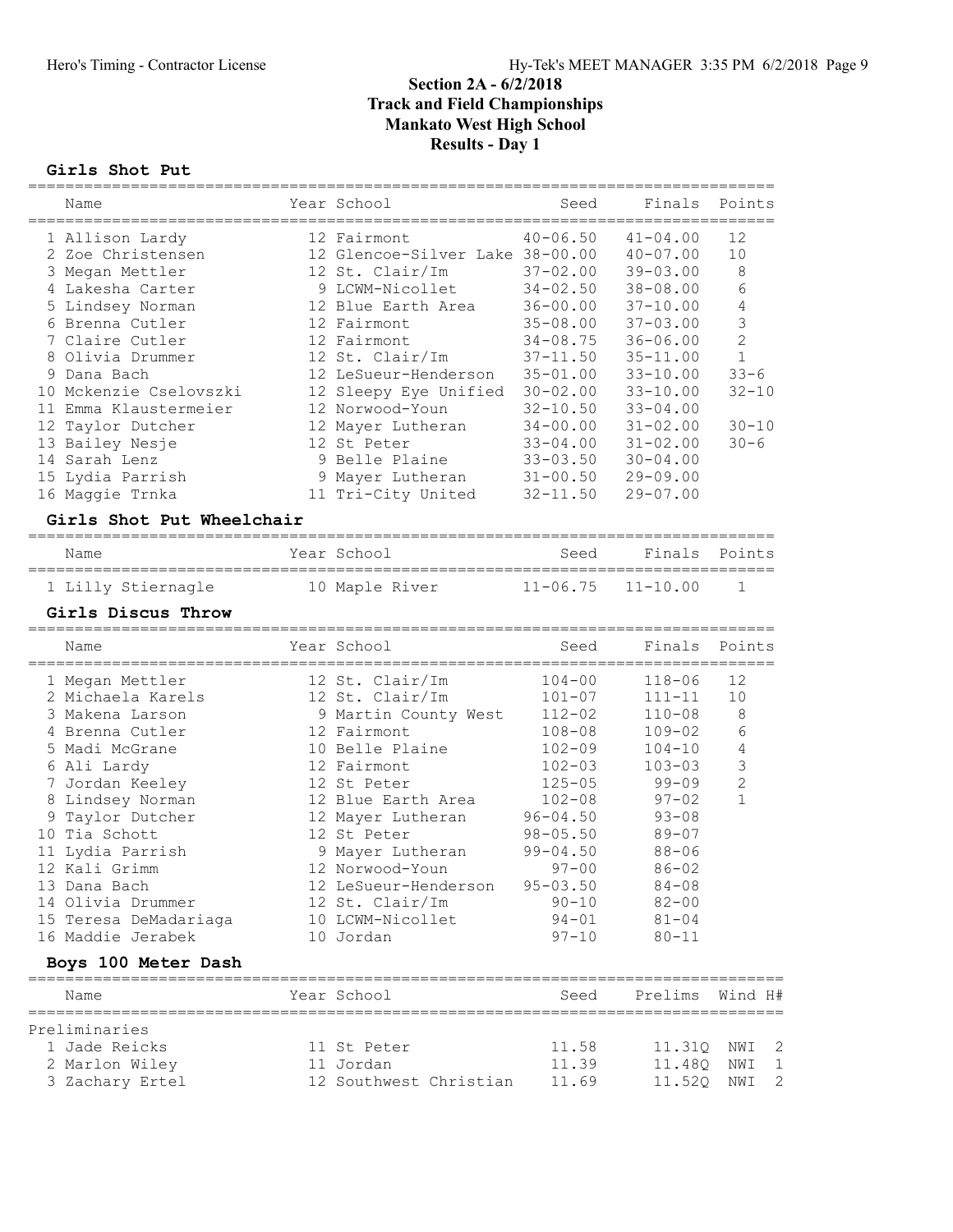# Section 2A - 6/2/2018
## Track and Field Championships
## Mankato West High School
## Results - Day 1

### Girls Shot Put

| | Name | Year | School | Seed | Finals | Points |
|---|---|---|---|---|---|---|
| 1 | Allison Lardy | 12 | Fairmont | 40-06.50 | 41-04.00 | 12 |
| 2 | Zoe Christensen | 12 | Glencoe-Silver Lake | 38-00.00 | 40-07.00 | 10 |
| 3 | Megan Mettler | 12 | St. Clair/Im | 37-02.00 | 39-03.00 | 8 |
| 4 | Lakesha Carter | 9 | LCWM-Nicollet | 34-02.50 | 38-08.00 | 6 |
| 5 | Lindsey Norman | 12 | Blue Earth Area | 36-00.00 | 37-10.00 | 4 |
| 6 | Brenna Cutler | 12 | Fairmont | 35-08.00 | 37-03.00 | 3 |
| 7 | Claire Cutler | 12 | Fairmont | 34-08.75 | 36-06.00 | 2 |
| 8 | Olivia Drummer | 12 | St. Clair/Im | 37-11.50 | 35-11.00 | 1 |
| 9 | Dana Bach | 12 | LeSueur-Henderson | 35-01.00 | 33-10.00 | 33-6 |
| 10 | Mckenzie Cselovszki | 12 | Sleepy Eye Unified | 30-02.00 | 33-10.00 | 32-10 |
| 11 | Emma Klaustermeier | 12 | Norwood-Youn | 32-10.50 | 33-04.00 | |
| 12 | Taylor Dutcher | 12 | Mayer Lutheran | 34-00.00 | 31-02.00 | 30-10 |
| 13 | Bailey Nesje | 12 | St Peter | 33-04.00 | 31-02.00 | 30-6 |
| 14 | Sarah Lenz | 9 | Belle Plaine | 33-03.50 | 30-04.00 | |
| 15 | Lydia Parrish | 9 | Mayer Lutheran | 31-00.50 | 29-09.00 | |
| 16 | Maggie Trnka | 11 | Tri-City United | 32-11.50 | 29-07.00 | |

### Girls Shot Put Wheelchair

| | Name | Year | School | Seed | Finals | Points |
|---|---|---|---|---|---|---|
| 1 | Lilly Stiernagle | 10 | Maple River | 11-06.75 | 11-10.00 | 1 |

### Girls Discus Throw

| | Name | Year | School | Seed | Finals | Points |
|---|---|---|---|---|---|---|
| 1 | Megan Mettler | 12 | St. Clair/Im | 104-00 | 118-06 | 12 |
| 2 | Michaela Karels | 12 | St. Clair/Im | 101-07 | 111-11 | 10 |
| 3 | Makena Larson | 9 | Martin County West | 112-02 | 110-08 | 8 |
| 4 | Brenna Cutler | 12 | Fairmont | 108-08 | 109-02 | 6 |
| 5 | Madi McGrane | 10 | Belle Plaine | 102-09 | 104-10 | 4 |
| 6 | Ali Lardy | 12 | Fairmont | 102-03 | 103-03 | 3 |
| 7 | Jordan Keeley | 12 | St Peter | 125-05 | 99-09 | 2 |
| 8 | Lindsey Norman | 12 | Blue Earth Area | 102-08 | 97-02 | 1 |
| 9 | Taylor Dutcher | 12 | Mayer Lutheran | 96-04.50 | 93-08 | |
| 10 | Tia Schott | 12 | St Peter | 98-05.50 | 89-07 | |
| 11 | Lydia Parrish | 9 | Mayer Lutheran | 99-04.50 | 88-06 | |
| 12 | Kali Grimm | 12 | Norwood-Youn | 97-00 | 86-02 | |
| 13 | Dana Bach | 12 | LeSueur-Henderson | 95-03.50 | 84-08 | |
| 14 | Olivia Drummer | 12 | St. Clair/Im | 90-10 | 82-00 | |
| 15 | Teresa DeMadariaga | 10 | LCWM-Nicollet | 94-01 | 81-04 | |
| 16 | Maddie Jerabek | 10 | Jordan | 97-10 | 80-11 | |

### Boys 100 Meter Dash

Preliminaries

| | Name | Year | School | Seed | Prelims | Wind | H# |
|---|---|---|---|---|---|---|---|
| 1 | Jade Reicks | 11 | St Peter | 11.58 | 11.31Q | NWI | 2 |
| 2 | Marlon Wiley | 11 | Jordan | 11.39 | 11.48Q | NWI | 1 |
| 3 | Zachary Ertel | 12 | Southwest Christian | 11.69 | 11.52Q | NWI | 2 |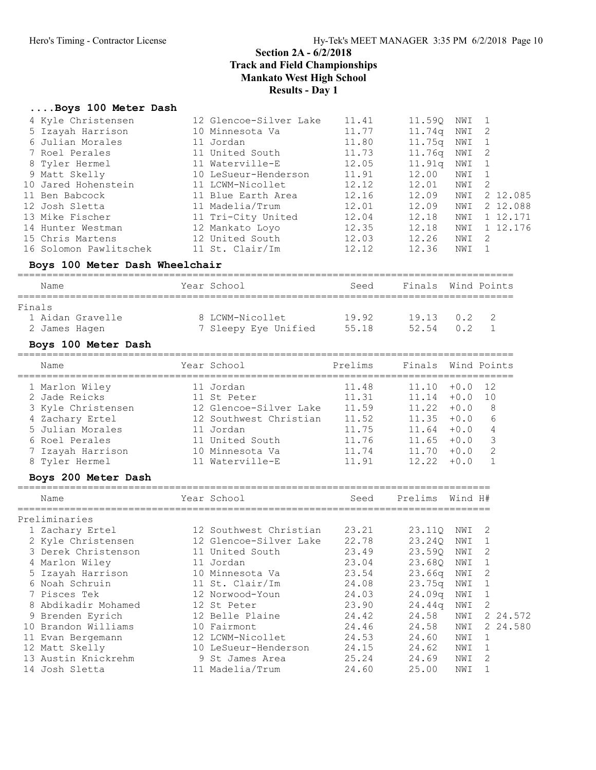## Section 2A - 6/2/2018
## Track and Field Championships
## Mankato West High School
## Results - Day 1

### ....Boys 100 Meter Dash

| Place | Name | Year | School | Seed | Prelims | Wind | H# | Tiebreak |
|---|---|---|---|---|---|---|---|---|
| 4 | Kyle Christensen | 12 | Glencoe-Silver Lake | 11.41 | 11.59Q | NWI | 1 | |
| 5 | Izayah Harrison | 10 | Minnesota Va | 11.77 | 11.74q | NWI | 2 | |
| 6 | Julian Morales | 11 | Jordan | 11.80 | 11.75q | NWI | 1 | |
| 7 | Roel Perales | 11 | United South | 11.73 | 11.76q | NWI | 2 | |
| 8 | Tyler Hermel | 11 | Waterville-E | 12.05 | 11.91q | NWI | 1 | |
| 9 | Matt Skelly | 10 | LeSueur-Henderson | 11.91 | 12.00 | NWI | 1 | |
| 10 | Jared Hohenstein | 11 | LCWM-Nicollet | 12.12 | 12.01 | NWI | 2 | |
| 11 | Ben Babcock | 11 | Blue Earth Area | 12.16 | 12.09 | NWI | 2 | 12.085 |
| 12 | Josh Sletta | 11 | Madelia/Trum | 12.01 | 12.09 | NWI | 2 | 12.088 |
| 13 | Mike Fischer | 11 | Tri-City United | 12.04 | 12.18 | NWI | 1 | 12.171 |
| 14 | Hunter Westman | 12 | Mankato Loyo | 12.35 | 12.18 | NWI | 1 | 12.176 |
| 15 | Chris Martens | 12 | United South | 12.03 | 12.26 | NWI | 2 | |
| 16 | Solomon Pawlitschek | 11 | St. Clair/Im | 12.12 | 12.36 | NWI | 1 | |

### Boys 100 Meter Dash Wheelchair

| Place | Name | Year | School | Seed | Finals | Wind | Points |
|---|---|---|---|---|---|---|---|
| **Finals** | | | | | | | |
| 1 | Aidan Gravelle | 8 | LCWM-Nicollet | 19.92 | 19.13 | 0.2 | 2 |
| 2 | James Hagen | 7 | Sleepy Eye Unified | 55.18 | 52.54 | 0.2 | 1 |

### Boys 100 Meter Dash

| Place | Name | Year | School | Prelims | Finals | Wind | Points |
|---|---|---|---|---|---|---|---|
| 1 | Marlon Wiley | 11 | Jordan | 11.48 | 11.10 | +0.0 | 12 |
| 2 | Jade Reicks | 11 | St Peter | 11.31 | 11.14 | +0.0 | 10 |
| 3 | Kyle Christensen | 12 | Glencoe-Silver Lake | 11.59 | 11.22 | +0.0 | 8 |
| 4 | Zachary Ertel | 12 | Southwest Christian | 11.52 | 11.35 | +0.0 | 6 |
| 5 | Julian Morales | 11 | Jordan | 11.75 | 11.64 | +0.0 | 4 |
| 6 | Roel Perales | 11 | United South | 11.76 | 11.65 | +0.0 | 3 |
| 7 | Izayah Harrison | 10 | Minnesota Va | 11.74 | 11.70 | +0.0 | 2 |
| 8 | Tyler Hermel | 11 | Waterville-E | 11.91 | 12.22 | +0.0 | 1 |

### Boys 200 Meter Dash

| Place | Name | Year | School | Seed | Prelims | Wind | H# | Tiebreak |
|---|---|---|---|---|---|---|---|---|
| **Preliminaries** | | | | | | | | |
| 1 | Zachary Ertel | 12 | Southwest Christian | 23.21 | 23.11Q | NWI | 2 | |
| 2 | Kyle Christensen | 12 | Glencoe-Silver Lake | 22.78 | 23.24Q | NWI | 1 | |
| 3 | Derek Christenson | 11 | United South | 23.49 | 23.59Q | NWI | 2 | |
| 4 | Marlon Wiley | 11 | Jordan | 23.04 | 23.68Q | NWI | 1 | |
| 5 | Izayah Harrison | 10 | Minnesota Va | 23.54 | 23.66q | NWI | 2 | |
| 6 | Noah Schruin | 11 | St. Clair/Im | 24.08 | 23.75q | NWI | 1 | |
| 7 | Pisces Tek | 12 | Norwood-Youn | 24.03 | 24.09q | NWI | 1 | |
| 8 | Abdikadir Mohamed | 12 | St Peter | 23.90 | 24.44q | NWI | 2 | |
| 9 | Brenden Eyrich | 12 | Belle Plaine | 24.42 | 24.58 | NWI | 2 | 24.572 |
| 10 | Brandon Williams | 10 | Fairmont | 24.46 | 24.58 | NWI | 2 | 24.580 |
| 11 | Evan Bergemann | 12 | LCWM-Nicollet | 24.53 | 24.60 | NWI | 1 | |
| 12 | Matt Skelly | 10 | LeSueur-Henderson | 24.15 | 24.62 | NWI | 1 | |
| 13 | Austin Knickrehm | 9 | St James Area | 25.24 | 24.69 | NWI | 2 | |
| 14 | Josh Sletta | 11 | Madelia/Trum | 24.60 | 25.00 | NWI | 1 | |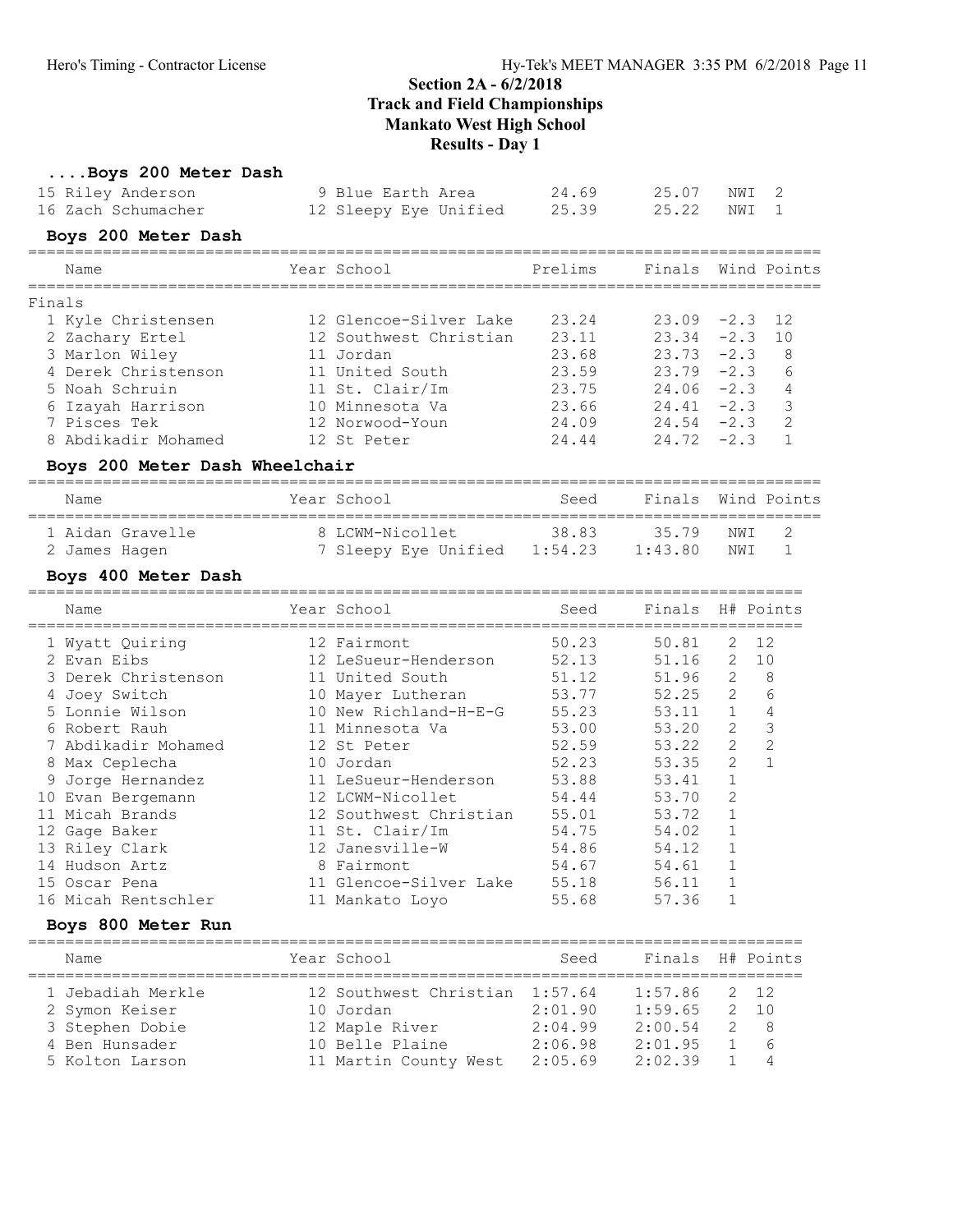# Section 2A - 6/2/2018
# Track and Field Championships
# Mankato West High School
# Results - Day 1

### ....Boys 200 Meter Dash

| | Name | Year | School | Prelims | Finals | Wind | Points |
|---|---|---|---|---|---|---|---|
| 15 | Riley Anderson | 9 | Blue Earth Area | 24.69 | 25.07 | NWI | 2 |
| 16 | Zach Schumacher | 12 | Sleepy Eye Unified | 25.39 | 25.22 | NWI | 1 |

### Boys 200 Meter Dash

Finals

| | Name | Year | School | Prelims | Finals | Wind | Points |
|---|---|---|---|---|---|---|---|
| 1 | Kyle Christensen | 12 | Glencoe-Silver Lake | 23.24 | 23.09 | -2.3 | 12 |
| 2 | Zachary Ertel | 12 | Southwest Christian | 23.11 | 23.34 | -2.3 | 10 |
| 3 | Marlon Wiley | 11 | Jordan | 23.68 | 23.73 | -2.3 | 8 |
| 4 | Derek Christenson | 11 | United South | 23.59 | 23.79 | -2.3 | 6 |
| 5 | Noah Schruin | 11 | St. Clair/Im | 23.75 | 24.06 | -2.3 | 4 |
| 6 | Izayah Harrison | 10 | Minnesota Va | 23.66 | 24.41 | -2.3 | 3 |
| 7 | Pisces Tek | 12 | Norwood-Youn | 24.09 | 24.54 | -2.3 | 2 |
| 8 | Abdikadir Mohamed | 12 | St Peter | 24.44 | 24.72 | -2.3 | 1 |

### Boys 200 Meter Dash Wheelchair

| | Name | Year | School | Seed | Finals | Wind | Points |
|---|---|---|---|---|---|---|---|
| 1 | Aidan Gravelle | 8 | LCWM-Nicollet | 38.83 | 35.79 | NWI | 2 |
| 2 | James Hagen | 7 | Sleepy Eye Unified | 1:54.23 | 1:43.80 | NWI | 1 |

### Boys 400 Meter Dash

| | Name | Year | School | Seed | Finals | H# | Points |
|---|---|---|---|---|---|---|---|
| 1 | Wyatt Quiring | 12 | Fairmont | 50.23 | 50.81 | 2 | 12 |
| 2 | Evan Eibs | 12 | LeSueur-Henderson | 52.13 | 51.16 | 2 | 10 |
| 3 | Derek Christenson | 11 | United South | 51.12 | 51.96 | 2 | 8 |
| 4 | Joey Switch | 10 | Mayer Lutheran | 53.77 | 52.25 | 2 | 6 |
| 5 | Lonnie Wilson | 10 | New Richland-H-E-G | 55.23 | 53.11 | 1 | 4 |
| 6 | Robert Rauh | 11 | Minnesota Va | 53.00 | 53.20 | 2 | 3 |
| 7 | Abdikadir Mohamed | 12 | St Peter | 52.59 | 53.22 | 2 | 2 |
| 8 | Max Ceplecha | 10 | Jordan | 52.23 | 53.35 | 2 | 1 |
| 9 | Jorge Hernandez | 11 | LeSueur-Henderson | 53.88 | 53.41 | 1 | |
| 10 | Evan Bergemann | 12 | LCWM-Nicollet | 54.44 | 53.70 | 2 | |
| 11 | Micah Brands | 12 | Southwest Christian | 55.01 | 53.72 | 1 | |
| 12 | Gage Baker | 11 | St. Clair/Im | 54.75 | 54.02 | 1 | |
| 13 | Riley Clark | 12 | Janesville-W | 54.86 | 54.12 | 1 | |
| 14 | Hudson Artz | 8 | Fairmont | 54.67 | 54.61 | 1 | |
| 15 | Oscar Pena | 11 | Glencoe-Silver Lake | 55.18 | 56.11 | 1 | |
| 16 | Micah Rentschler | 11 | Mankato Loyo | 55.68 | 57.36 | 1 | |

### Boys 800 Meter Run

| | Name | Year | School | Seed | Finals | H# | Points |
|---|---|---|---|---|---|---|---|
| 1 | Jebadiah Merkle | 12 | Southwest Christian | 1:57.64 | 1:57.86 | 2 | 12 |
| 2 | Symon Keiser | 10 | Jordan | 2:01.90 | 1:59.65 | 2 | 10 |
| 3 | Stephen Dobie | 12 | Maple River | 2:04.99 | 2:00.54 | 2 | 8 |
| 4 | Ben Hunsader | 10 | Belle Plaine | 2:06.98 | 2:01.95 | 1 | 6 |
| 5 | Kolton Larson | 11 | Martin County West | 2:05.69 | 2:02.39 | 1 | 4 |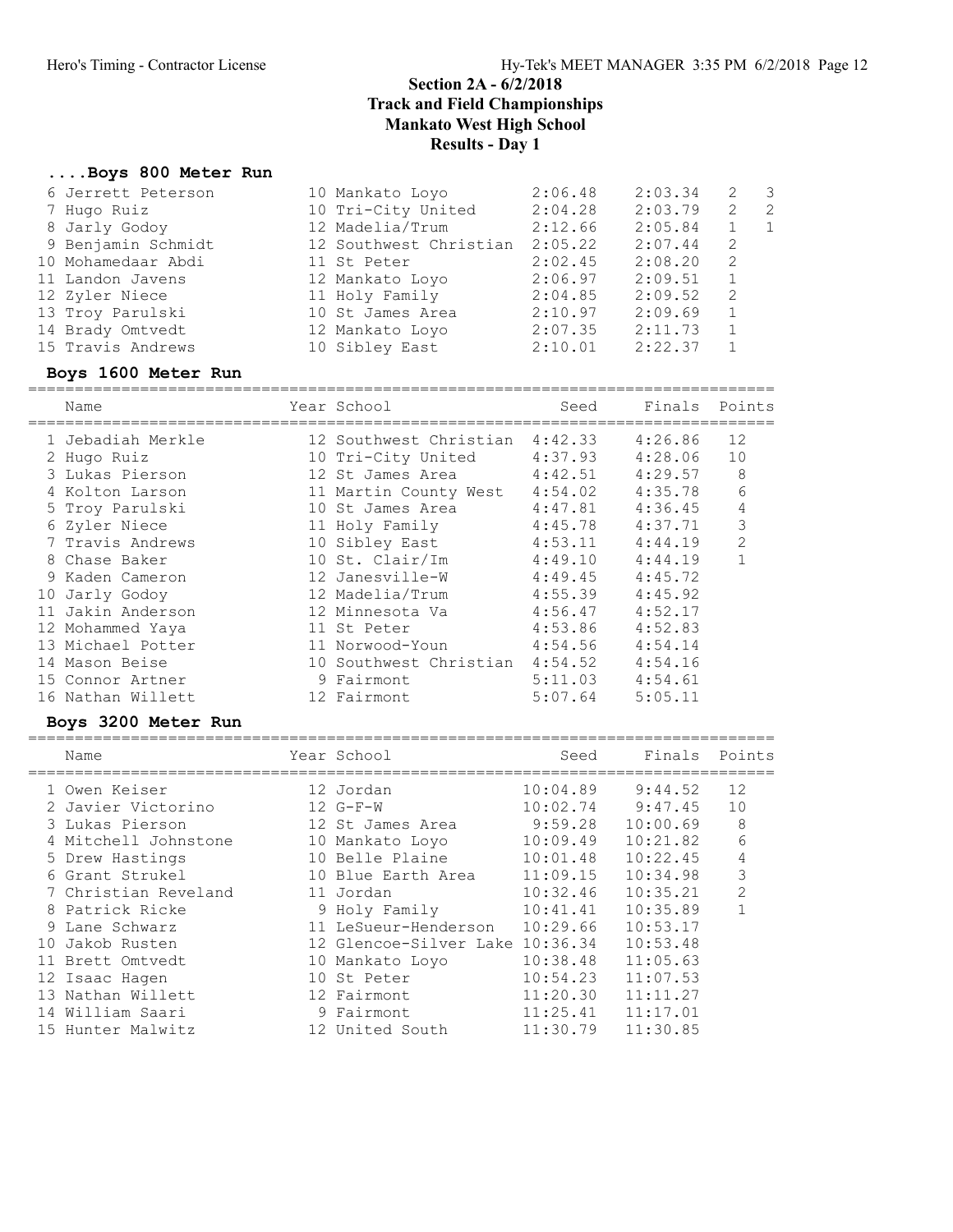## Section 2A - 6/2/2018
## Track and Field Championships
## Mankato West High School
## Results - Day 1

### ....Boys 800 Meter Run

| Place | Name | Year | School | Seed | Finals | H# | Points |
|---|---|---|---|---|---|---|---|
| 6 | Jerrett Peterson | 10 | Mankato Loyo | 2:06.48 | 2:03.34 | 2 | 3 |
| 7 | Hugo Ruiz | 10 | Tri-City United | 2:04.28 | 2:03.79 | 2 | 2 |
| 8 | Jarly Godoy | 12 | Madelia/Trum | 2:12.66 | 2:05.84 | 1 | 1 |
| 9 | Benjamin Schmidt | 12 | Southwest Christian | 2:05.22 | 2:07.44 | 2 | |
| 10 | Mohamedaar Abdi | 11 | St Peter | 2:02.45 | 2:08.20 | 2 | |
| 11 | Landon Javens | 12 | Mankato Loyo | 2:06.97 | 2:09.51 | 1 | |
| 12 | Zyler Niece | 11 | Holy Family | 2:04.85 | 2:09.52 | 2 | |
| 13 | Troy Parulski | 10 | St James Area | 2:10.97 | 2:09.69 | 1 | |
| 14 | Brady Omtvedt | 12 | Mankato Loyo | 2:07.35 | 2:11.73 | 1 | |
| 15 | Travis Andrews | 10 | Sibley East | 2:10.01 | 2:22.37 | 1 | |

### Boys 1600 Meter Run

| Place | Name | Year | School | Seed | Finals | Points |
|---|---|---|---|---|---|---|
| 1 | Jebadiah Merkle | 12 | Southwest Christian | 4:42.33 | 4:26.86 | 12 |
| 2 | Hugo Ruiz | 10 | Tri-City United | 4:37.93 | 4:28.06 | 10 |
| 3 | Lukas Pierson | 12 | St James Area | 4:42.51 | 4:29.57 | 8 |
| 4 | Kolton Larson | 11 | Martin County West | 4:54.02 | 4:35.78 | 6 |
| 5 | Troy Parulski | 10 | St James Area | 4:47.81 | 4:36.45 | 4 |
| 6 | Zyler Niece | 11 | Holy Family | 4:45.78 | 4:37.71 | 3 |
| 7 | Travis Andrews | 10 | Sibley East | 4:53.11 | 4:44.19 | 2 |
| 8 | Chase Baker | 10 | St. Clair/Im | 4:49.10 | 4:44.19 | 1 |
| 9 | Kaden Cameron | 12 | Janesville-W | 4:49.45 | 4:45.72 | |
| 10 | Jarly Godoy | 12 | Madelia/Trum | 4:55.39 | 4:45.92 | |
| 11 | Jakin Anderson | 12 | Minnesota Va | 4:56.47 | 4:52.17 | |
| 12 | Mohammed Yaya | 11 | St Peter | 4:53.86 | 4:52.83 | |
| 13 | Michael Potter | 11 | Norwood-Youn | 4:54.56 | 4:54.14 | |
| 14 | Mason Beise | 10 | Southwest Christian | 4:54.52 | 4:54.16 | |
| 15 | Connor Artner | 9 | Fairmont | 5:11.03 | 4:54.61 | |
| 16 | Nathan Willett | 12 | Fairmont | 5:07.64 | 5:05.11 | |

### Boys 3200 Meter Run

| Place | Name | Year | School | Seed | Finals | Points |
|---|---|---|---|---|---|---|
| 1 | Owen Keiser | 12 | Jordan | 10:04.89 | 9:44.52 | 12 |
| 2 | Javier Victorino | 12 | G-F-W | 10:02.74 | 9:47.45 | 10 |
| 3 | Lukas Pierson | 12 | St James Area | 9:59.28 | 10:00.69 | 8 |
| 4 | Mitchell Johnstone | 10 | Mankato Loyo | 10:09.49 | 10:21.82 | 6 |
| 5 | Drew Hastings | 10 | Belle Plaine | 10:01.48 | 10:22.45 | 4 |
| 6 | Grant Strukel | 10 | Blue Earth Area | 11:09.15 | 10:34.98 | 3 |
| 7 | Christian Reveland | 11 | Jordan | 10:32.46 | 10:35.21 | 2 |
| 8 | Patrick Ricke | 9 | Holy Family | 10:41.41 | 10:35.89 | 1 |
| 9 | Lane Schwarz | 11 | LeSueur-Henderson | 10:29.66 | 10:53.17 | |
| 10 | Jakob Rusten | 12 | Glencoe-Silver Lake | 10:36.34 | 10:53.48 | |
| 11 | Brett Omtvedt | 10 | Mankato Loyo | 10:38.48 | 11:05.63 | |
| 12 | Isaac Hagen | 10 | St Peter | 10:54.23 | 11:07.53 | |
| 13 | Nathan Willett | 12 | Fairmont | 11:20.30 | 11:11.27 | |
| 14 | William Saari | 9 | Fairmont | 11:25.41 | 11:17.01 | |
| 15 | Hunter Malwitz | 12 | United South | 11:30.79 | 11:30.85 | |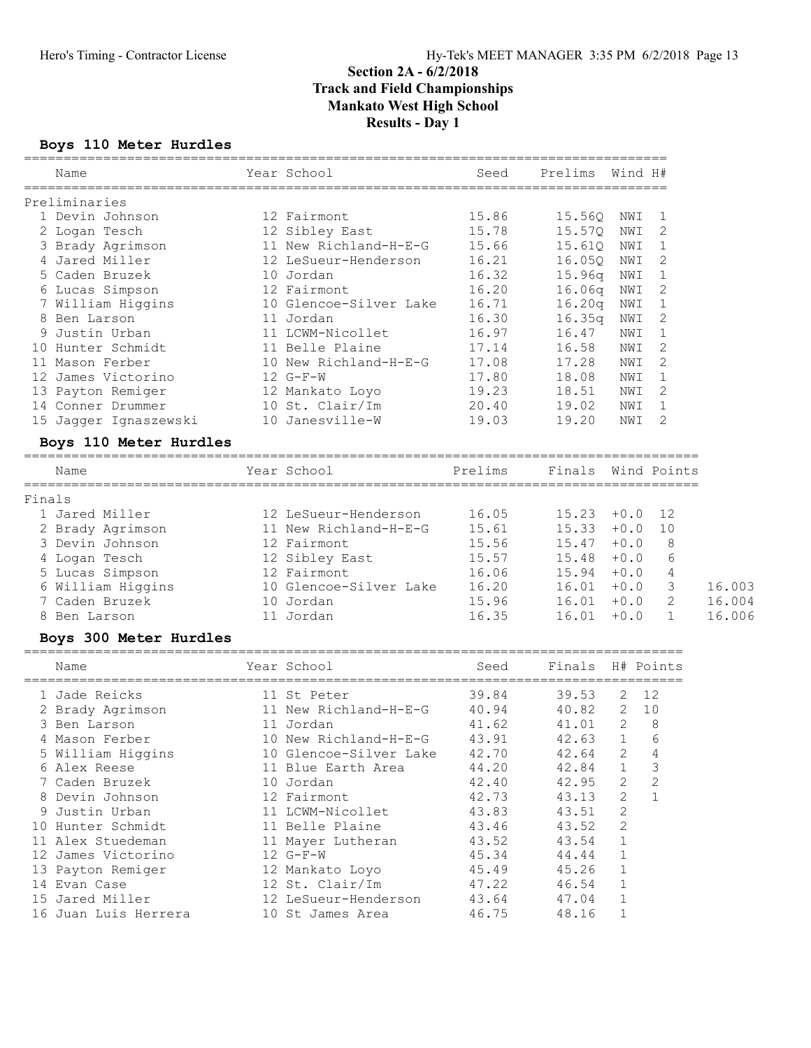## Section 2A - 6/2/2018
## Track and Field Championships
## Mankato West High School
## Results - Day 1

### Boys 110 Meter Hurdles

Preliminaries

| | Name | Year | School | Seed | Prelims | Wind | H# |
|---|---|---|---|---|---|---|---|
| 1 | Devin Johnson | 12 | Fairmont | 15.86 | 15.56Q | NWI | 1 |
| 2 | Logan Tesch | 12 | Sibley East | 15.78 | 15.57Q | NWI | 2 |
| 3 | Brady Agrimson | 11 | New Richland-H-E-G | 15.66 | 15.61Q | NWI | 1 |
| 4 | Jared Miller | 12 | LeSueur-Henderson | 16.21 | 16.05Q | NWI | 2 |
| 5 | Caden Bruzek | 10 | Jordan | 16.32 | 15.96q | NWI | 1 |
| 6 | Lucas Simpson | 12 | Fairmont | 16.20 | 16.06q | NWI | 2 |
| 7 | William Higgins | 10 | Glencoe-Silver Lake | 16.71 | 16.20q | NWI | 1 |
| 8 | Ben Larson | 11 | Jordan | 16.30 | 16.35q | NWI | 2 |
| 9 | Justin Urban | 11 | LCWM-Nicollet | 16.97 | 16.47 | NWI | 1 |
| 10 | Hunter Schmidt | 11 | Belle Plaine | 17.14 | 16.58 | NWI | 2 |
| 11 | Mason Ferber | 10 | New Richland-H-E-G | 17.08 | 17.28 | NWI | 2 |
| 12 | James Victorino | 12 | G-F-W | 17.80 | 18.08 | NWI | 1 |
| 13 | Payton Remiger | 12 | Mankato Loyo | 19.23 | 18.51 | NWI | 2 |
| 14 | Conner Drummer | 10 | St. Clair/Im | 20.40 | 19.02 | NWI | 1 |
| 15 | Jagger Ignaszewski | 10 | Janesville-W | 19.03 | 19.20 | NWI | 2 |

### Boys 110 Meter Hurdles

Finals

| | Name | Year | School | Prelims | Finals | Wind | Points | |
|---|---|---|---|---|---|---|---|---|
| 1 | Jared Miller | 12 | LeSueur-Henderson | 16.05 | 15.23 | +0.0 | 12 | |
| 2 | Brady Agrimson | 11 | New Richland-H-E-G | 15.61 | 15.33 | +0.0 | 10 | |
| 3 | Devin Johnson | 12 | Fairmont | 15.56 | 15.47 | +0.0 | 8 | |
| 4 | Logan Tesch | 12 | Sibley East | 15.57 | 15.48 | +0.0 | 6 | |
| 5 | Lucas Simpson | 12 | Fairmont | 16.06 | 15.94 | +0.0 | 4 | |
| 6 | William Higgins | 10 | Glencoe-Silver Lake | 16.20 | 16.01 | +0.0 | 3 | 16.003 |
| 7 | Caden Bruzek | 10 | Jordan | 15.96 | 16.01 | +0.0 | 2 | 16.004 |
| 8 | Ben Larson | 11 | Jordan | 16.35 | 16.01 | +0.0 | 1 | 16.006 |

### Boys 300 Meter Hurdles

| | Name | Year | School | Seed | Finals | H# | Points |
|---|---|---|---|---|---|---|---|
| 1 | Jade Reicks | 11 | St Peter | 39.84 | 39.53 | 2 | 12 |
| 2 | Brady Agrimson | 11 | New Richland-H-E-G | 40.94 | 40.82 | 2 | 10 |
| 3 | Ben Larson | 11 | Jordan | 41.62 | 41.01 | 2 | 8 |
| 4 | Mason Ferber | 10 | New Richland-H-E-G | 43.91 | 42.63 | 1 | 6 |
| 5 | William Higgins | 10 | Glencoe-Silver Lake | 42.70 | 42.64 | 2 | 4 |
| 6 | Alex Reese | 11 | Blue Earth Area | 44.20 | 42.84 | 1 | 3 |
| 7 | Caden Bruzek | 10 | Jordan | 42.40 | 42.95 | 2 | 2 |
| 8 | Devin Johnson | 12 | Fairmont | 42.73 | 43.13 | 2 | 1 |
| 9 | Justin Urban | 11 | LCWM-Nicollet | 43.83 | 43.51 | 2 | |
| 10 | Hunter Schmidt | 11 | Belle Plaine | 43.46 | 43.52 | 2 | |
| 11 | Alex Stuedeman | 11 | Mayer Lutheran | 43.52 | 43.54 | 1 | |
| 12 | James Victorino | 12 | G-F-W | 45.34 | 44.44 | 1 | |
| 13 | Payton Remiger | 12 | Mankato Loyo | 45.49 | 45.26 | 1 | |
| 14 | Evan Case | 12 | St. Clair/Im | 47.22 | 46.54 | 1 | |
| 15 | Jared Miller | 12 | LeSueur-Henderson | 43.64 | 47.04 | 1 | |
| 16 | Juan Luis Herrera | 10 | St James Area | 46.75 | 48.16 | 1 | |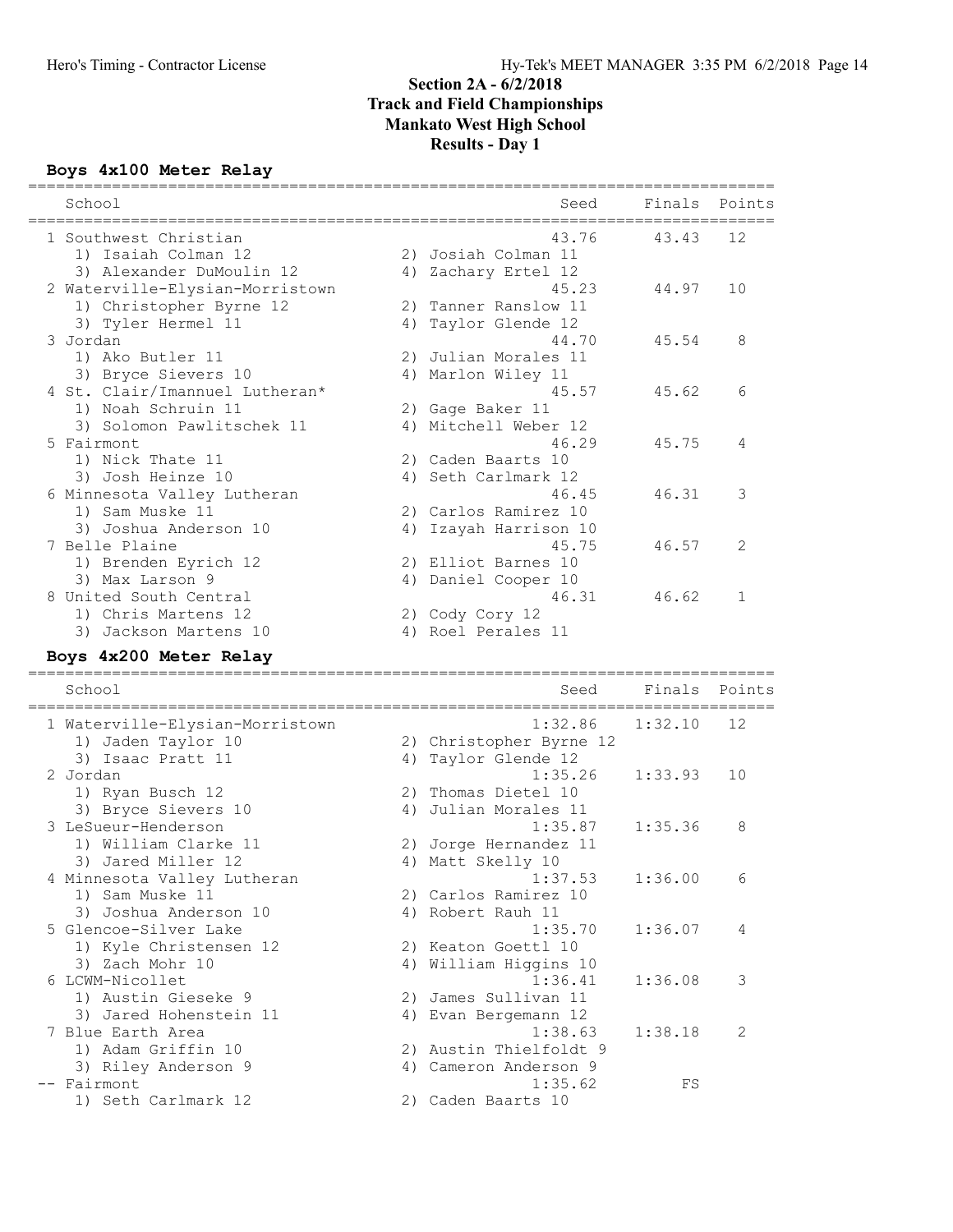## Section 2A - 6/2/2018
## Track and Field Championships
## Mankato West High School
## Results - Day 1

### Boys 4x100 Meter Relay

| | School | Seed | Finals | Points |
|---|---|---|---|---|
| 1 | Southwest Christian | 43.76 | 43.43 | 12 |
| | 1) Isaiah Colman 12 / 2) Josiah Colman 11 / 3) Alexander DuMoulin 12 / 4) Zachary Ertel 12 | | | |
| 2 | Waterville-Elysian-Morristown | 45.23 | 44.97 | 10 |
| | 1) Christopher Byrne 12 / 2) Tanner Ranslow 11 / 3) Tyler Hermel 11 / 4) Taylor Glende 12 | | | |
| 3 | Jordan | 44.70 | 45.54 | 8 |
| | 1) Ako Butler 11 / 2) Julian Morales 11 / 3) Bryce Sievers 10 / 4) Marlon Wiley 11 | | | |
| 4 | St. Clair/Imannuel Lutheran* | 45.57 | 45.62 | 6 |
| | 1) Noah Schruin 11 / 2) Gage Baker 11 / 3) Solomon Pawlitschek 11 / 4) Mitchell Weber 12 | | | |
| 5 | Fairmont | 46.29 | 45.75 | 4 |
| | 1) Nick Thate 11 / 2) Caden Baarts 10 / 3) Josh Heinze 10 / 4) Seth Carlmark 12 | | | |
| 6 | Minnesota Valley Lutheran | 46.45 | 46.31 | 3 |
| | 1) Sam Muske 11 / 2) Carlos Ramirez 10 / 3) Joshua Anderson 10 / 4) Izayah Harrison 10 | | | |
| 7 | Belle Plaine | 45.75 | 46.57 | 2 |
| | 1) Brenden Eyrich 12 / 2) Elliot Barnes 10 / 3) Max Larson 9 / 4) Daniel Cooper 10 | | | |
| 8 | United South Central | 46.31 | 46.62 | 1 |
| | 1) Chris Martens 12 / 2) Cody Cory 12 / 3) Jackson Martens 10 / 4) Roel Perales 11 | | | |

### Boys 4x200 Meter Relay

| | School | Seed | Finals | Points |
|---|---|---|---|---|
| 1 | Waterville-Elysian-Morristown | 1:32.86 | 1:32.10 | 12 |
| | 1) Jaden Taylor 10 / 2) Christopher Byrne 12 / 3) Isaac Pratt 11 / 4) Taylor Glende 12 | | | |
| 2 | Jordan | 1:35.26 | 1:33.93 | 10 |
| | 1) Ryan Busch 12 / 2) Thomas Dietel 10 / 3) Bryce Sievers 10 / 4) Julian Morales 11 | | | |
| 3 | LeSueur-Henderson | 1:35.87 | 1:35.36 | 8 |
| | 1) William Clarke 11 / 2) Jorge Hernandez 11 / 3) Jared Miller 12 / 4) Matt Skelly 10 | | | |
| 4 | Minnesota Valley Lutheran | 1:37.53 | 1:36.00 | 6 |
| | 1) Sam Muske 11 / 2) Carlos Ramirez 10 / 3) Joshua Anderson 10 / 4) Robert Rauh 11 | | | |
| 5 | Glencoe-Silver Lake | 1:35.70 | 1:36.07 | 4 |
| | 1) Kyle Christensen 12 / 2) Keaton Goettl 10 / 3) Zach Mohr 10 / 4) William Higgins 10 | | | |
| 6 | LCWM-Nicollet | 1:36.41 | 1:36.08 | 3 |
| | 1) Austin Gieseke 9 / 2) James Sullivan 11 / 3) Jared Hohenstein 11 / 4) Evan Bergemann 12 | | | |
| 7 | Blue Earth Area | 1:38.63 | 1:38.18 | 2 |
| | 1) Adam Griffin 10 / 2) Austin Thielfoldt 9 / 3) Riley Anderson 9 / 4) Cameron Anderson 9 | | | |
| -- | Fairmont | 1:35.62 | FS | |
| | 1) Seth Carlmark 12 / 2) Caden Baarts 10 | | | |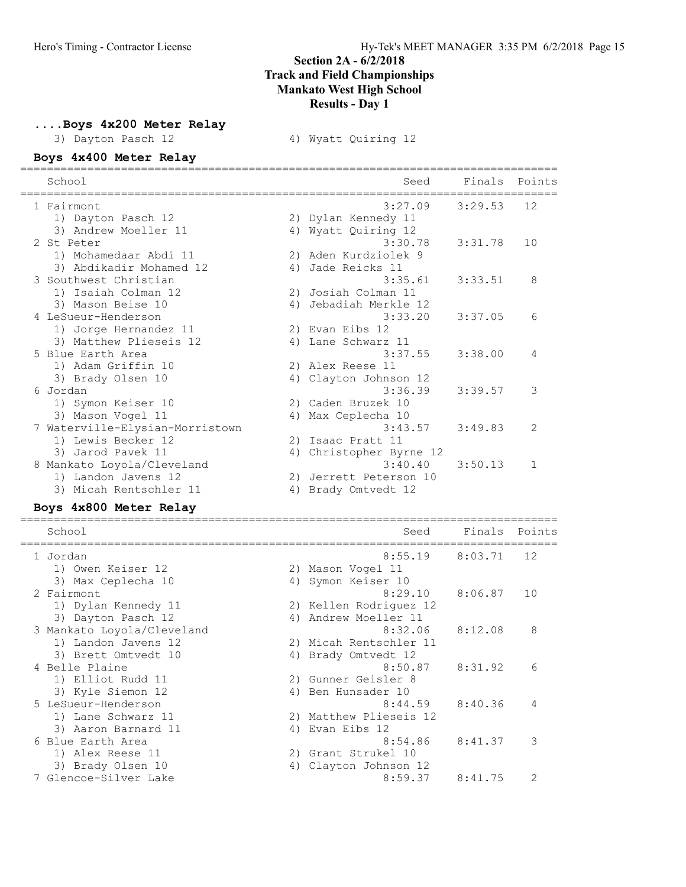## Section 2A - 6/2/2018
## Track and Field Championships
## Mankato West High School
## Results - Day 1

### ....Boys 4x200 Meter Relay

3) Dayton Pasch 12 | 4) Wyatt Quiring 12

### Boys 4x400 Meter Relay

| School | Seed | Finals | Points |
|---|---|---|---|
| 1 Fairmont | 3:27.09 | 3:29.53 | 12 |
| 1) Dayton Pasch 12 / 2) Dylan Kennedy 11 / 3) Andrew Moeller 11 / 4) Wyatt Quiring 12 | | | |
| 2 St Peter | 3:30.78 | 3:31.78 | 10 |
| 1) Mohamedaar Abdi 11 / 2) Aden Kurdziolek 9 / 3) Abdikadir Mohamed 12 / 4) Jade Reicks 11 | | | |
| 3 Southwest Christian | 3:35.61 | 3:33.51 | 8 |
| 1) Isaiah Colman 12 / 2) Josiah Colman 11 / 3) Mason Beise 10 / 4) Jebadiah Merkle 12 | | | |
| 4 LeSueur-Henderson | 3:33.20 | 3:37.05 | 6 |
| 1) Jorge Hernandez 11 / 2) Evan Eibs 12 / 3) Matthew Plieseis 12 / 4) Lane Schwarz 11 | | | |
| 5 Blue Earth Area | 3:37.55 | 3:38.00 | 4 |
| 1) Adam Griffin 10 / 2) Alex Reese 11 / 3) Brady Olsen 10 / 4) Clayton Johnson 12 | | | |
| 6 Jordan | 3:36.39 | 3:39.57 | 3 |
| 1) Symon Keiser 10 / 2) Caden Bruzek 10 / 3) Mason Vogel 11 / 4) Max Ceplecha 10 | | | |
| 7 Waterville-Elysian-Morristown | 3:43.57 | 3:49.83 | 2 |
| 1) Lewis Becker 12 / 2) Isaac Pratt 11 / 3) Jarod Pavek 11 / 4) Christopher Byrne 12 | | | |
| 8 Mankato Loyola/Cleveland | 3:40.40 | 3:50.13 | 1 |
| 1) Landon Javens 12 / 2) Jerrett Peterson 10 / 3) Micah Rentschler 11 / 4) Brady Omtvedt 12 | | | |

### Boys 4x800 Meter Relay

| School | Seed | Finals | Points |
|---|---|---|---|
| 1 Jordan | 8:55.19 | 8:03.71 | 12 |
| 1) Owen Keiser 12 / 2) Mason Vogel 11 / 3) Max Ceplecha 10 / 4) Symon Keiser 10 | | | |
| 2 Fairmont | 8:29.10 | 8:06.87 | 10 |
| 1) Dylan Kennedy 11 / 2) Kellen Rodriguez 12 / 3) Dayton Pasch 12 / 4) Andrew Moeller 11 | | | |
| 3 Mankato Loyola/Cleveland | 8:32.06 | 8:12.08 | 8 |
| 1) Landon Javens 12 / 2) Micah Rentschler 11 / 3) Brett Omtvedt 10 / 4) Brady Omtvedt 12 | | | |
| 4 Belle Plaine | 8:50.87 | 8:31.92 | 6 |
| 1) Elliot Rudd 11 / 2) Gunner Geisler 8 / 3) Kyle Siemon 12 / 4) Ben Hunsader 10 | | | |
| 5 LeSueur-Henderson | 8:44.59 | 8:40.36 | 4 |
| 1) Lane Schwarz 11 / 2) Matthew Plieseis 12 / 3) Aaron Barnard 11 / 4) Evan Eibs 12 | | | |
| 6 Blue Earth Area | 8:54.86 | 8:41.37 | 3 |
| 1) Alex Reese 11 / 2) Grant Strukel 10 / 3) Brady Olsen 10 / 4) Clayton Johnson 12 | | | |
| 7 Glencoe-Silver Lake | 8:59.37 | 8:41.75 | 2 |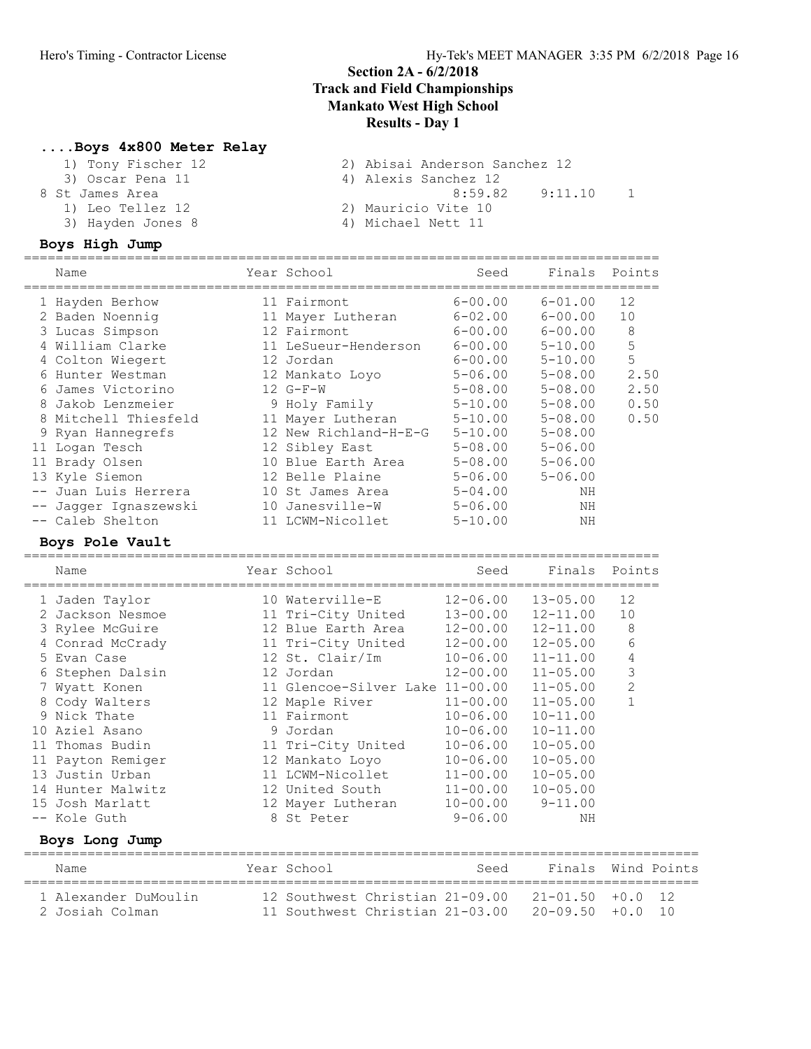## Section 2A - 6/2/2018
## Track and Field Championships
## Mankato West High School
## Results - Day 1

### ....Boys 4x800 Meter Relay

1) Tony Fischer 12 | 2) Abisai Anderson Sanchez 12
3) Oscar Pena 11 | 4) Alexis Sanchez 12

8 St James Area — Seed: 8:59.82 — Finals: 9:11.10 — Points: 1

1) Leo Tellez 12 | 2) Mauricio Vite 10
3) Hayden Jones 8 | 4) Michael Nett 11

### Boys High Jump

| Place | Name | Year | School | Seed | Finals | Points |
|---|---|---|---|---|---|---|
| 1 | Hayden Berhow | 11 | Fairmont | 6-00.00 | 6-01.00 | 12 |
| 2 | Baden Noennig | 11 | Mayer Lutheran | 6-02.00 | 6-00.00 | 10 |
| 3 | Lucas Simpson | 12 | Fairmont | 6-00.00 | 6-00.00 | 8 |
| 4 | William Clarke | 11 | LeSueur-Henderson | 6-00.00 | 5-10.00 | 5 |
| 4 | Colton Wiegert | 12 | Jordan | 6-00.00 | 5-10.00 | 5 |
| 6 | Hunter Westman | 12 | Mankato Loyo | 5-06.00 | 5-08.00 | 2.50 |
| 6 | James Victorino | 12 | G-F-W | 5-08.00 | 5-08.00 | 2.50 |
| 8 | Jakob Lenzmeier | 9 | Holy Family | 5-10.00 | 5-08.00 | 0.50 |
| 8 | Mitchell Thiesfeld | 11 | Mayer Lutheran | 5-10.00 | 5-08.00 | 0.50 |
| 9 | Ryan Hannegrefs | 12 | New Richland-H-E-G | 5-10.00 | 5-08.00 | |
| 11 | Logan Tesch | 12 | Sibley East | 5-08.00 | 5-06.00 | |
| 11 | Brady Olsen | 10 | Blue Earth Area | 5-08.00 | 5-06.00 | |
| 13 | Kyle Siemon | 12 | Belle Plaine | 5-06.00 | 5-06.00 | |
| -- | Juan Luis Herrera | 10 | St James Area | 5-04.00 | NH | |
| -- | Jagger Ignaszewski | 10 | Janesville-W | 5-06.00 | NH | |
| -- | Caleb Shelton | 11 | LCWM-Nicollet | 5-10.00 | NH | |

### Boys Pole Vault

| Place | Name | Year | School | Seed | Finals | Points |
|---|---|---|---|---|---|---|
| 1 | Jaden Taylor | 10 | Waterville-E | 12-06.00 | 13-05.00 | 12 |
| 2 | Jackson Nesmoe | 11 | Tri-City United | 13-00.00 | 12-11.00 | 10 |
| 3 | Rylee McGuire | 12 | Blue Earth Area | 12-00.00 | 12-11.00 | 8 |
| 4 | Conrad McCrady | 11 | Tri-City United | 12-00.00 | 12-05.00 | 6 |
| 5 | Evan Case | 12 | St. Clair/Im | 10-06.00 | 11-11.00 | 4 |
| 6 | Stephen Dalsin | 12 | Jordan | 12-00.00 | 11-05.00 | 3 |
| 7 | Wyatt Konen | 11 | Glencoe-Silver Lake | 11-00.00 | 11-05.00 | 2 |
| 8 | Cody Walters | 12 | Maple River | 11-00.00 | 11-05.00 | 1 |
| 9 | Nick Thate | 11 | Fairmont | 10-06.00 | 10-11.00 | |
| 10 | Aziel Asano | 9 | Jordan | 10-06.00 | 10-11.00 | |
| 11 | Thomas Budin | 11 | Tri-City United | 10-06.00 | 10-05.00 | |
| 11 | Payton Remiger | 12 | Mankato Loyo | 10-06.00 | 10-05.00 | |
| 13 | Justin Urban | 11 | LCWM-Nicollet | 11-00.00 | 10-05.00 | |
| 14 | Hunter Malwitz | 12 | United South | 11-00.00 | 10-05.00 | |
| 15 | Josh Marlatt | 12 | Mayer Lutheran | 10-00.00 | 9-11.00 | |
| -- | Kole Guth | 8 | St Peter | 9-06.00 | NH | |

### Boys Long Jump

| Place | Name | Year | School | Seed | Finals | Wind | Points |
|---|---|---|---|---|---|---|---|
| 1 | Alexander DuMoulin | 12 | Southwest Christian | 21-09.00 | 21-01.50 | +0.0 | 12 |
| 2 | Josiah Colman | 11 | Southwest Christian | 21-03.00 | 20-09.50 | +0.0 | 10 |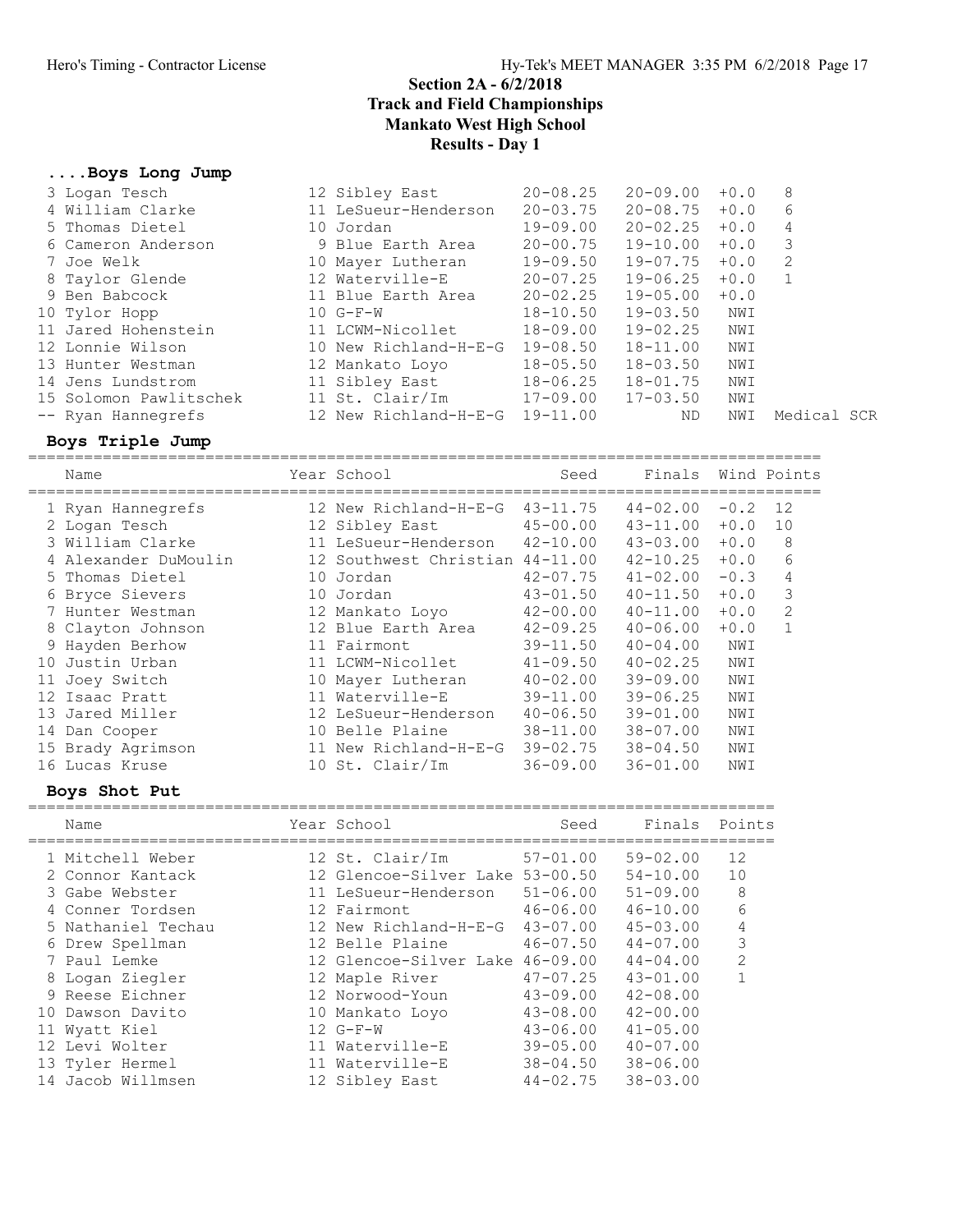# Section 2A - 6/2/2018
# Track and Field Championships
# Mankato West High School
# Results - Day 1

## ....Boys Long Jump

| Place | Name | Year | School | Seed | Finals | Wind | Points |
|---|---|---|---|---|---|---|---|
| 3 | Logan Tesch | 12 | Sibley East | 20-08.25 | 20-09.00 | +0.0 | 8 |
| 4 | William Clarke | 11 | LeSueur-Henderson | 20-03.75 | 20-08.75 | +0.0 | 6 |
| 5 | Thomas Dietel | 10 | Jordan | 19-09.00 | 20-02.25 | +0.0 | 4 |
| 6 | Cameron Anderson | 9 | Blue Earth Area | 20-00.75 | 19-10.00 | +0.0 | 3 |
| 7 | Joe Welk | 10 | Mayer Lutheran | 19-09.50 | 19-07.75 | +0.0 | 2 |
| 8 | Taylor Glende | 12 | Waterville-E | 20-07.25 | 19-06.25 | +0.0 | 1 |
| 9 | Ben Babcock | 11 | Blue Earth Area | 20-02.25 | 19-05.00 | +0.0 | |
| 10 | Tylor Hopp | 10 | G-F-W | 18-10.50 | 19-03.50 | NWI | |
| 11 | Jared Hohenstein | 11 | LCWM-Nicollet | 18-09.00 | 19-02.25 | NWI | |
| 12 | Lonnie Wilson | 10 | New Richland-H-E-G | 19-08.50 | 18-11.00 | NWI | |
| 13 | Hunter Westman | 12 | Mankato Loyo | 18-05.50 | 18-03.50 | NWI | |
| 14 | Jens Lundstrom | 11 | Sibley East | 18-06.25 | 18-01.75 | NWI | |
| 15 | Solomon Pawlitschek | 11 | St. Clair/Im | 17-09.00 | 17-03.50 | NWI | |
| -- | Ryan Hannegrefs | 12 | New Richland-H-E-G | 19-11.00 | ND | NWI | Medical SCR |

## Boys Triple Jump

| Place | Name | Year | School | Seed | Finals | Wind | Points |
|---|---|---|---|---|---|---|---|
| 1 | Ryan Hannegrefs | 12 | New Richland-H-E-G | 43-11.75 | 44-02.00 | -0.2 | 12 |
| 2 | Logan Tesch | 12 | Sibley East | 45-00.00 | 43-11.00 | +0.0 | 10 |
| 3 | William Clarke | 11 | LeSueur-Henderson | 42-10.00 | 43-03.00 | +0.0 | 8 |
| 4 | Alexander DuMoulin | 12 | Southwest Christian | 44-11.00 | 42-10.25 | +0.0 | 6 |
| 5 | Thomas Dietel | 10 | Jordan | 42-07.75 | 41-02.00 | -0.3 | 4 |
| 6 | Bryce Sievers | 10 | Jordan | 43-01.50 | 40-11.50 | +0.0 | 3 |
| 7 | Hunter Westman | 12 | Mankato Loyo | 42-00.00 | 40-11.00 | +0.0 | 2 |
| 8 | Clayton Johnson | 12 | Blue Earth Area | 42-09.25 | 40-06.00 | +0.0 | 1 |
| 9 | Hayden Berhow | 11 | Fairmont | 39-11.50 | 40-04.00 | NWI | |
| 10 | Justin Urban | 11 | LCWM-Nicollet | 41-09.50 | 40-02.25 | NWI | |
| 11 | Joey Switch | 10 | Mayer Lutheran | 40-02.00 | 39-09.00 | NWI | |
| 12 | Isaac Pratt | 11 | Waterville-E | 39-11.00 | 39-06.25 | NWI | |
| 13 | Jared Miller | 12 | LeSueur-Henderson | 40-06.50 | 39-01.00 | NWI | |
| 14 | Dan Cooper | 10 | Belle Plaine | 38-11.00 | 38-07.00 | NWI | |
| 15 | Brady Agrimson | 11 | New Richland-H-E-G | 39-02.75 | 38-04.50 | NWI | |
| 16 | Lucas Kruse | 10 | St. Clair/Im | 36-09.00 | 36-01.00 | NWI | |

## Boys Shot Put

| Place | Name | Year | School | Seed | Finals | Points |
|---|---|---|---|---|---|---|
| 1 | Mitchell Weber | 12 | St. Clair/Im | 57-01.00 | 59-02.00 | 12 |
| 2 | Connor Kantack | 12 | Glencoe-Silver Lake | 53-00.50 | 54-10.00 | 10 |
| 3 | Gabe Webster | 11 | LeSueur-Henderson | 51-06.00 | 51-09.00 | 8 |
| 4 | Conner Tordsen | 12 | Fairmont | 46-06.00 | 46-10.00 | 6 |
| 5 | Nathaniel Techau | 12 | New Richland-H-E-G | 43-07.00 | 45-03.00 | 4 |
| 6 | Drew Spellman | 12 | Belle Plaine | 46-07.50 | 44-07.00 | 3 |
| 7 | Paul Lemke | 12 | Glencoe-Silver Lake | 46-09.00 | 44-04.00 | 2 |
| 8 | Logan Ziegler | 12 | Maple River | 47-07.25 | 43-01.00 | 1 |
| 9 | Reese Eichner | 12 | Norwood-Youn | 43-09.00 | 42-08.00 | |
| 10 | Dawson Davito | 10 | Mankato Loyo | 43-08.00 | 42-00.00 | |
| 11 | Wyatt Kiel | 12 | G-F-W | 43-06.00 | 41-05.00 | |
| 12 | Levi Wolter | 11 | Waterville-E | 39-05.00 | 40-07.00 | |
| 13 | Tyler Hermel | 11 | Waterville-E | 38-04.50 | 38-06.00 | |
| 14 | Jacob Willmsen | 12 | Sibley East | 44-02.75 | 38-03.00 | |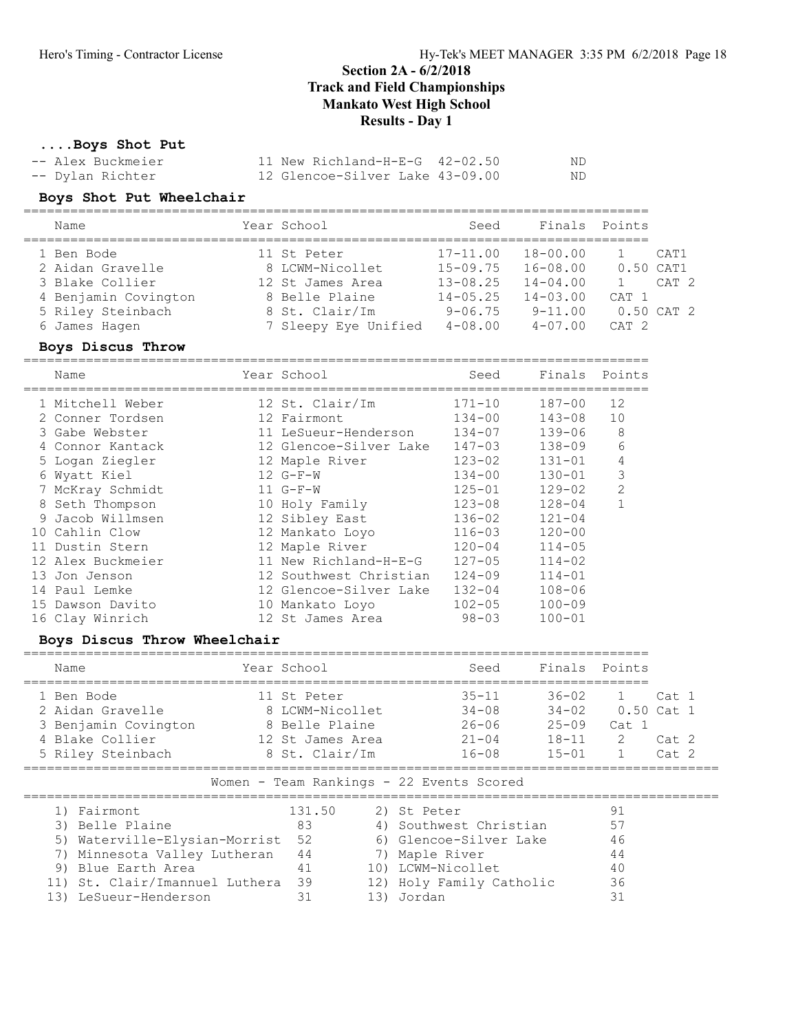## Section 2A - 6/2/2018
## Track and Field Championships
## Mankato West High School
## Results - Day 1

### ....Boys Shot Put

| Name | Year | School | Seed | Finals |
|---|---|---|---|---|
| -- Alex Buckmeier | 11 | New Richland-H-E-G | 42-02.50 | ND |
| -- Dylan Richter | 12 | Glencoe-Silver Lake | 43-09.00 | ND |

### Boys Shot Put Wheelchair

| Name | Year | School | Seed | Finals | Points | |
|---|---|---|---|---|---|---|
| 1 Ben Bode | 11 | St Peter | 17-11.00 | 18-00.00 | 1 | CAT1 |
| 2 Aidan Gravelle | 8 | LCWM-Nicollet | 15-09.75 | 16-08.00 | 0.50 | CAT1 |
| 3 Blake Collier | 12 | St James Area | 13-08.25 | 14-04.00 | 1 | CAT 2 |
| 4 Benjamin Covington | 8 | Belle Plaine | 14-05.25 | 14-03.00 | CAT 1 | |
| 5 Riley Steinbach | 8 | St. Clair/Im | 9-06.75 | 9-11.00 | 0.50 | CAT 2 |
| 6 James Hagen | 7 | Sleepy Eye Unified | 4-08.00 | 4-07.00 | CAT 2 | |

### Boys Discus Throw

| Name | Year | School | Seed | Finals | Points |
|---|---|---|---|---|---|
| 1 Mitchell Weber | 12 | St. Clair/Im | 171-10 | 187-00 | 12 |
| 2 Conner Tordsen | 12 | Fairmont | 134-00 | 143-08 | 10 |
| 3 Gabe Webster | 11 | LeSueur-Henderson | 134-07 | 139-06 | 8 |
| 4 Connor Kantack | 12 | Glencoe-Silver Lake | 147-03 | 138-09 | 6 |
| 5 Logan Ziegler | 12 | Maple River | 123-02 | 131-01 | 4 |
| 6 Wyatt Kiel | 12 | G-F-W | 134-00 | 130-01 | 3 |
| 7 McKray Schmidt | 11 | G-F-W | 125-01 | 129-02 | 2 |
| 8 Seth Thompson | 10 | Holy Family | 123-08 | 128-04 | 1 |
| 9 Jacob Willmsen | 12 | Sibley East | 136-02 | 121-04 | |
| 10 Cahlin Clow | 12 | Mankato Loyo | 116-03 | 120-00 | |
| 11 Dustin Stern | 12 | Maple River | 120-04 | 114-05 | |
| 12 Alex Buckmeier | 11 | New Richland-H-E-G | 127-05 | 114-02 | |
| 13 Jon Jenson | 12 | Southwest Christian | 124-09 | 114-01 | |
| 14 Paul Lemke | 12 | Glencoe-Silver Lake | 132-04 | 108-06 | |
| 15 Dawson Davito | 10 | Mankato Loyo | 102-05 | 100-09 | |
| 16 Clay Winrich | 12 | St James Area | 98-03 | 100-01 | |

### Boys Discus Throw Wheelchair

| Name | Year | School | Seed | Finals | Points | |
|---|---|---|---|---|---|---|
| 1 Ben Bode | 11 | St Peter | 35-11 | 36-02 | 1 | Cat 1 |
| 2 Aidan Gravelle | 8 | LCWM-Nicollet | 34-08 | 34-02 | 0.50 | Cat 1 |
| 3 Benjamin Covington | 8 | Belle Plaine | 26-06 | 25-09 | Cat 1 | |
| 4 Blake Collier | 12 | St James Area | 21-04 | 18-11 | 2 | Cat 2 |
| 5 Riley Steinbach | 8 | St. Clair/Im | 16-08 | 15-01 | 1 | Cat 2 |

### Women - Team Rankings - 22 Events Scored

| Rank | Team | Points | Rank | Team | Points |
|---|---|---|---|---|---|
| 1) | Fairmont | 131.50 | 2) | St Peter | 91 |
| 3) | Belle Plaine | 83 | 4) | Southwest Christian | 57 |
| 5) | Waterville-Elysian-Morrist | 52 | 6) | Glencoe-Silver Lake | 46 |
| 7) | Minnesota Valley Lutheran | 44 | 7) | Maple River | 44 |
| 9) | Blue Earth Area | 41 | 10) | LCWM-Nicollet | 40 |
| 11) | St. Clair/Imannuel Luthera | 39 | 12) | Holy Family Catholic | 36 |
| 13) | LeSueur-Henderson | 31 | 13) | Jordan | 31 |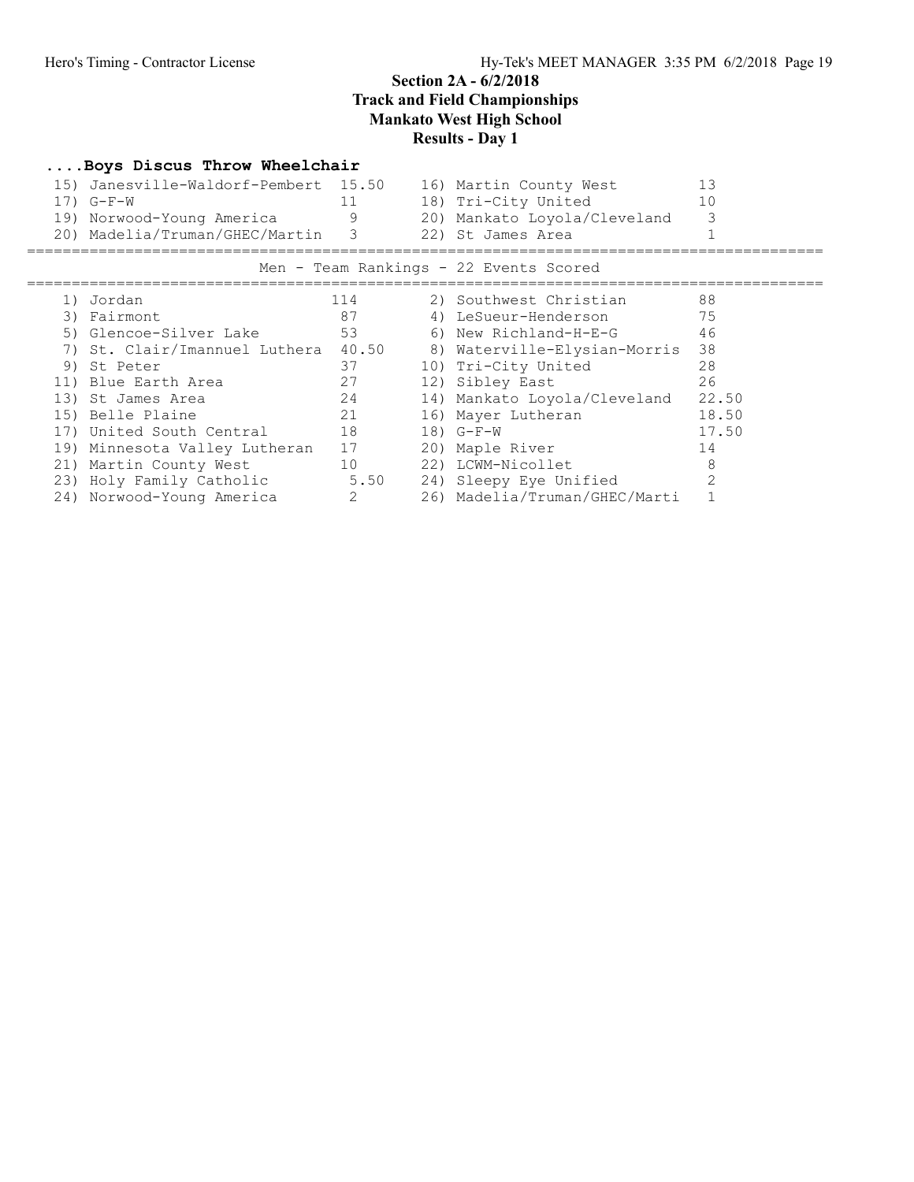# Section 2A - 6/2/2018
## Track and Field Championships
## Mankato West High School
## Results - Day 1

### ....Boys Discus Throw Wheelchair

| | | | |
|---|---|---|---|
| 15) Janesville-Waldorf-Pembert | 15.50 | 16) Martin County West | 13 |
| 17) G-F-W | 11 | 18) Tri-City United | 10 |
| 19) Norwood-Young America | 9 | 20) Mankato Loyola/Cleveland | 3 |
| 20) Madelia/Truman/GHEC/Martin | 3 | 22) St James Area | 1 |

### Men - Team Rankings - 22 Events Scored

| | | | |
|---|---|---|---|
| 1) Jordan | 114 | 2) Southwest Christian | 88 |
| 3) Fairmont | 87 | 4) LeSueur-Henderson | 75 |
| 5) Glencoe-Silver Lake | 53 | 6) New Richland-H-E-G | 46 |
| 7) St. Clair/Imannuel Luthera | 40.50 | 8) Waterville-Elysian-Morris | 38 |
| 9) St Peter | 37 | 10) Tri-City United | 28 |
| 11) Blue Earth Area | 27 | 12) Sibley East | 26 |
| 13) St James Area | 24 | 14) Mankato Loyola/Cleveland | 22.50 |
| 15) Belle Plaine | 21 | 16) Mayer Lutheran | 18.50 |
| 17) United South Central | 18 | 18) G-F-W | 17.50 |
| 19) Minnesota Valley Lutheran | 17 | 20) Maple River | 14 |
| 21) Martin County West | 10 | 22) LCWM-Nicollet | 8 |
| 23) Holy Family Catholic | 5.50 | 24) Sleepy Eye Unified | 2 |
| 24) Norwood-Young America | 2 | 26) Madelia/Truman/GHEC/Marti | 1 |